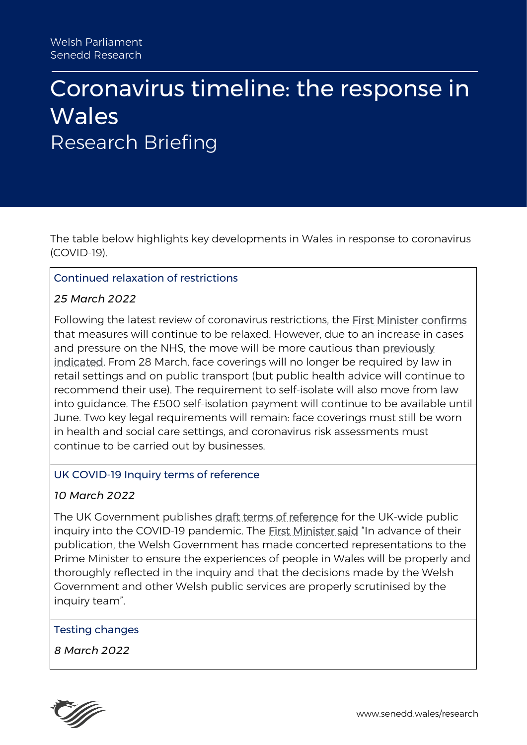Welsh Parliament
Senedd Research

# Coronavirus timeline: the response in Wales

## Research Briefing

The table below highlights key developments in Wales in response to coronavirus (COVID-19).

### Continued relaxation of restrictions

*25 March 2022*

Following the latest review of coronavirus restrictions, the First Minister confirms that measures will continue to be relaxed. However, due to an increase in cases and pressure on the NHS, the move will be more cautious than previously indicated. From 28 March, face coverings will no longer be required by law in retail settings and on public transport (but public health advice will continue to recommend their use). The requirement to self-isolate will also move from law into guidance. The £500 self-isolation payment will continue to be available until June. Two key legal requirements will remain: face coverings must still be worn in health and social care settings, and coronavirus risk assessments must continue to be carried out by businesses.

### UK COVID-19 Inquiry terms of reference

*10 March 2022*

The UK Government publishes draft terms of reference for the UK-wide public inquiry into the COVID-19 pandemic. The First Minister said "In advance of their publication, the Welsh Government has made concerted representations to the Prime Minister to ensure the experiences of people in Wales will be properly and thoroughly reflected in the inquiry and that the decisions made by the Welsh Government and other Welsh public services are properly scrutinised by the inquiry team".

### Testing changes

*8 March 2022*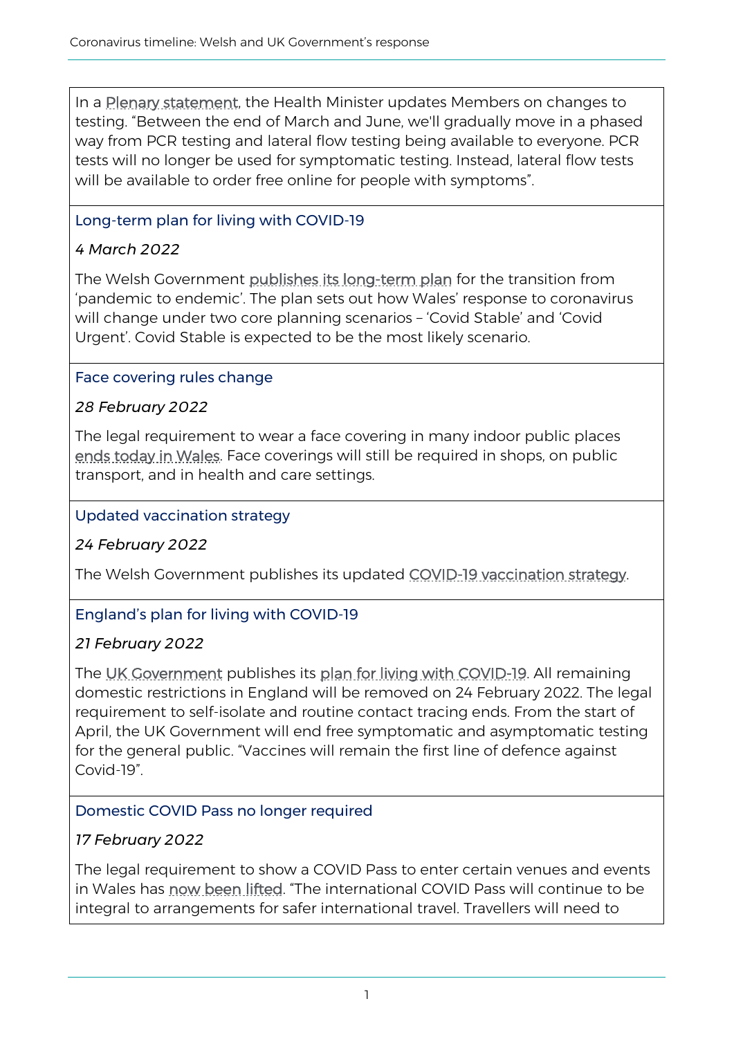In a Plenary statement, the Health Minister updates Members on changes to testing. "Between the end of March and June, we'll gradually move in a phased way from PCR testing and lateral flow testing being available to everyone. PCR tests will no longer be used for symptomatic testing. Instead, lateral flow tests will be available to order free online for people with symptoms".

### Long-term plan for living with COVID-19

*4 March 2022*

The Welsh Government publishes its long-term plan for the transition from 'pandemic to endemic'. The plan sets out how Wales' response to coronavirus will change under two core planning scenarios – 'Covid Stable' and 'Covid Urgent'. Covid Stable is expected to be the most likely scenario.

### Face covering rules change

*28 February 2022*

The legal requirement to wear a face covering in many indoor public places ends today in Wales. Face coverings will still be required in shops, on public transport, and in health and care settings.

### Updated vaccination strategy

*24 February 2022*

The Welsh Government publishes its updated COVID-19 vaccination strategy.

### England's plan for living with COVID-19

*21 February 2022*

The UK Government publishes its plan for living with COVID-19. All remaining domestic restrictions in England will be removed on 24 February 2022. The legal requirement to self-isolate and routine contact tracing ends. From the start of April, the UK Government will end free symptomatic and asymptomatic testing for the general public. "Vaccines will remain the first line of defence against Covid-19".

### Domestic COVID Pass no longer required

*17 February 2022*

The legal requirement to show a COVID Pass to enter certain venues and events in Wales has now been lifted. "The international COVID Pass will continue to be integral to arrangements for safer international travel. Travellers will need to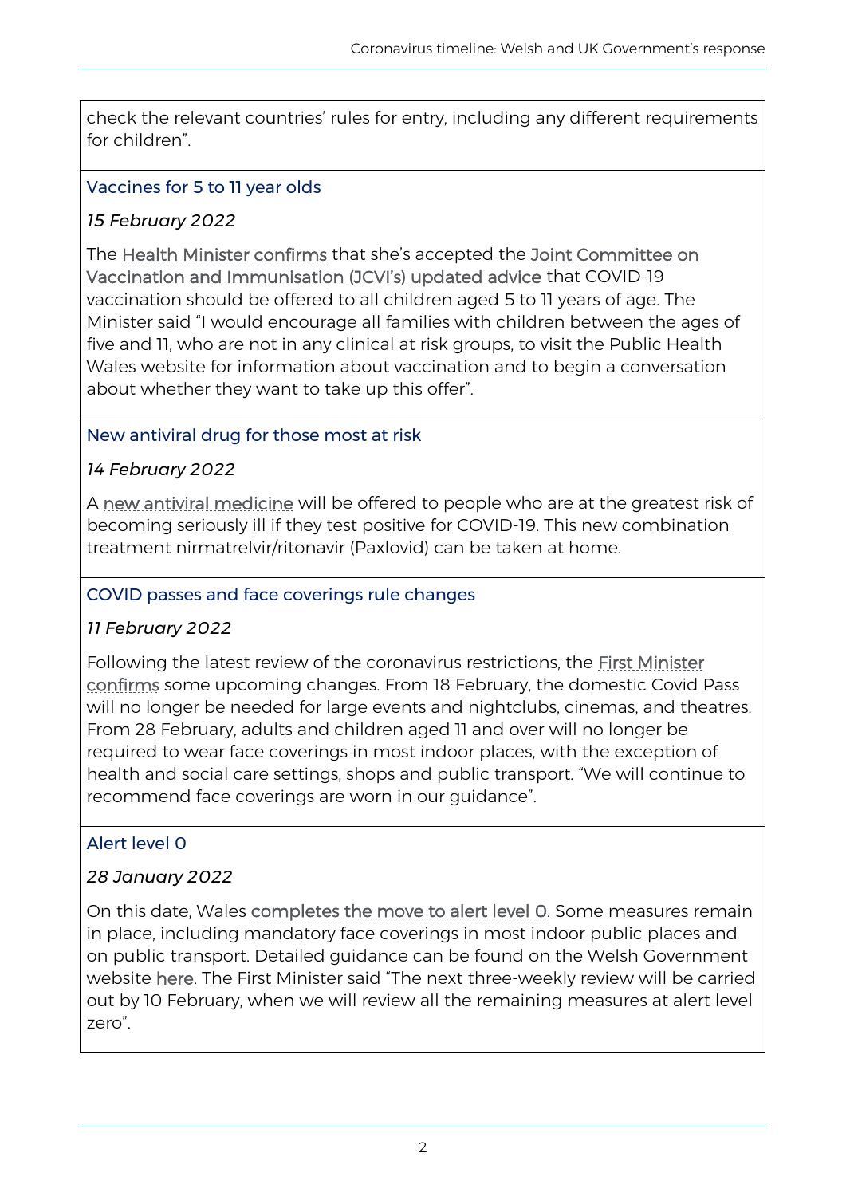check the relevant countries' rules for entry, including any different requirements for children".

### Vaccines for 5 to 11 year olds

*15 February 2022*

The Health Minister confirms that she's accepted the Joint Committee on Vaccination and Immunisation (JCVI's) updated advice that COVID-19 vaccination should be offered to all children aged 5 to 11 years of age. The Minister said "I would encourage all families with children between the ages of five and 11, who are not in any clinical at risk groups, to visit the Public Health Wales website for information about vaccination and to begin a conversation about whether they want to take up this offer".

### New antiviral drug for those most at risk

*14 February 2022*

A new antiviral medicine will be offered to people who are at the greatest risk of becoming seriously ill if they test positive for COVID-19. This new combination treatment nirmatrelvir/ritonavir (Paxlovid) can be taken at home.

### COVID passes and face coverings rule changes

*11 February 2022*

Following the latest review of the coronavirus restrictions, the First Minister confirms some upcoming changes. From 18 February, the domestic Covid Pass will no longer be needed for large events and nightclubs, cinemas, and theatres. From 28 February, adults and children aged 11 and over will no longer be required to wear face coverings in most indoor places, with the exception of health and social care settings, shops and public transport. "We will continue to recommend face coverings are worn in our guidance".

### Alert level 0

*28 January 2022*

On this date, Wales completes the move to alert level 0. Some measures remain in place, including mandatory face coverings in most indoor public places and on public transport. Detailed guidance can be found on the Welsh Government website here. The First Minister said "The next three-weekly review will be carried out by 10 February, when we will review all the remaining measures at alert level zero".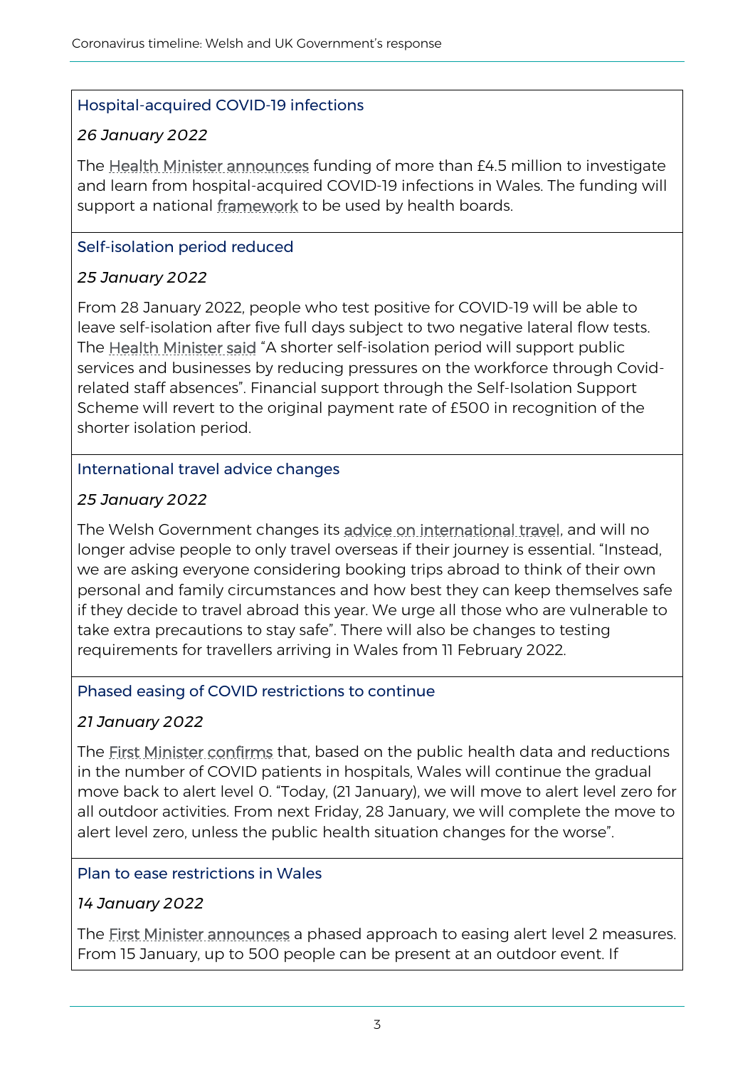### Hospital-acquired COVID-19 infections

*26 January 2022*

The Health Minister announces funding of more than £4.5 million to investigate and learn from hospital-acquired COVID-19 infections in Wales. The funding will support a national framework to be used by health boards.

### Self-isolation period reduced

*25 January 2022*

From 28 January 2022, people who test positive for COVID-19 will be able to leave self-isolation after five full days subject to two negative lateral flow tests. The Health Minister said "A shorter self-isolation period will support public services and businesses by reducing pressures on the workforce through Covid-related staff absences". Financial support through the Self-Isolation Support Scheme will revert to the original payment rate of £500 in recognition of the shorter isolation period.

### International travel advice changes

*25 January 2022*

The Welsh Government changes its advice on international travel, and will no longer advise people to only travel overseas if their journey is essential. "Instead, we are asking everyone considering booking trips abroad to think of their own personal and family circumstances and how best they can keep themselves safe if they decide to travel abroad this year. We urge all those who are vulnerable to take extra precautions to stay safe". There will also be changes to testing requirements for travellers arriving in Wales from 11 February 2022.

### Phased easing of COVID restrictions to continue

*21 January 2022*

The First Minister confirms that, based on the public health data and reductions in the number of COVID patients in hospitals, Wales will continue the gradual move back to alert level 0. "Today, (21 January), we will move to alert level zero for all outdoor activities. From next Friday, 28 January, we will complete the move to alert level zero, unless the public health situation changes for the worse".

### Plan to ease restrictions in Wales

*14 January 2022*

The First Minister announces a phased approach to easing alert level 2 measures. From 15 January, up to 500 people can be present at an outdoor event. If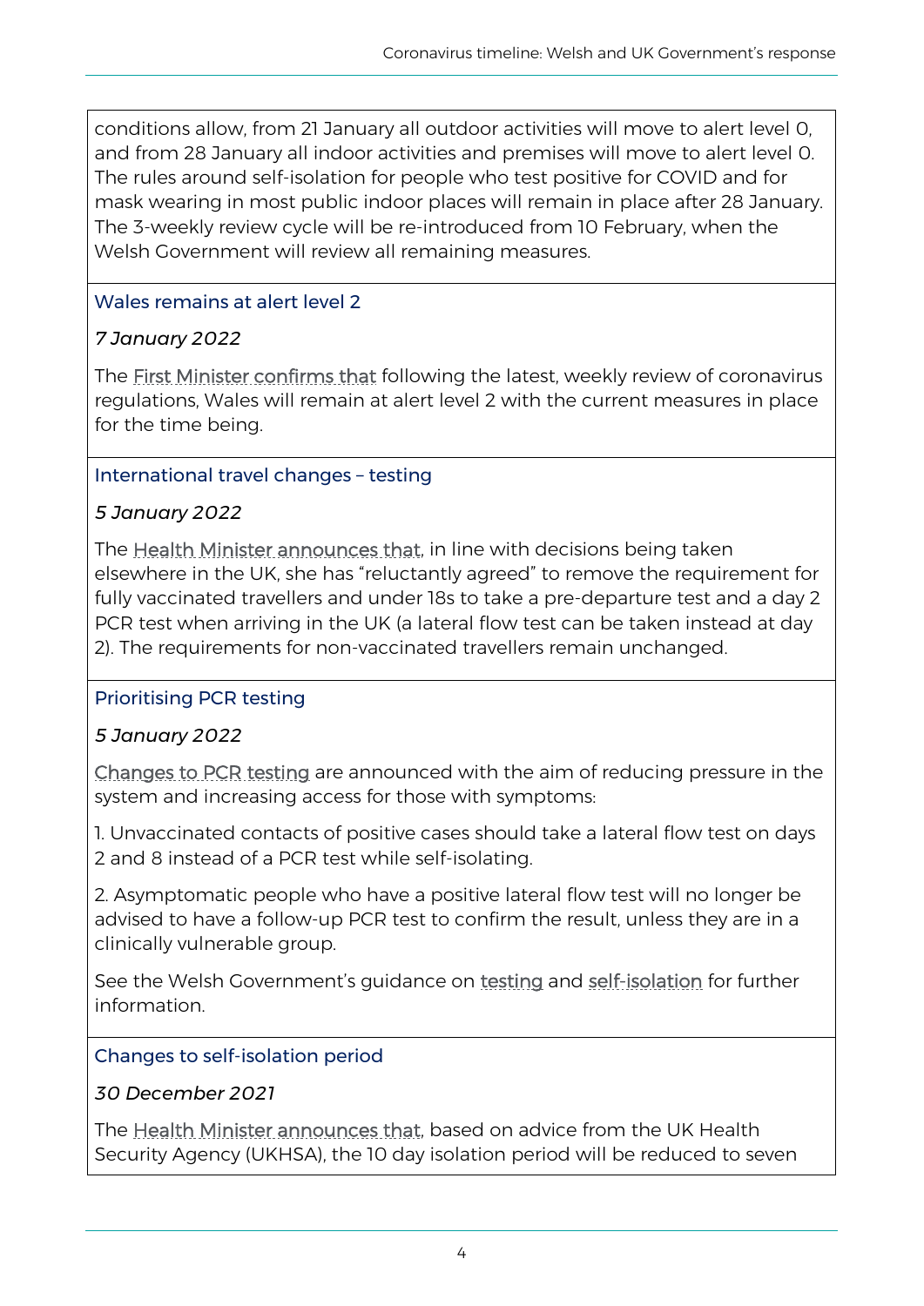conditions allow, from 21 January all outdoor activities will move to alert level 0, and from 28 January all indoor activities and premises will move to alert level 0. The rules around self-isolation for people who test positive for COVID and for mask wearing in most public indoor places will remain in place after 28 January. The 3-weekly review cycle will be re-introduced from 10 February, when the Welsh Government will review all remaining measures.

### Wales remains at alert level 2

*7 January 2022*

The First Minister confirms that following the latest, weekly review of coronavirus regulations, Wales will remain at alert level 2 with the current measures in place for the time being.

### International travel changes – testing

*5 January 2022*

The Health Minister announces that, in line with decisions being taken elsewhere in the UK, she has "reluctantly agreed" to remove the requirement for fully vaccinated travellers and under 18s to take a pre-departure test and a day 2 PCR test when arriving in the UK (a lateral flow test can be taken instead at day 2). The requirements for non-vaccinated travellers remain unchanged.

### Prioritising PCR testing

*5 January 2022*

Changes to PCR testing are announced with the aim of reducing pressure in the system and increasing access for those with symptoms:

1. Unvaccinated contacts of positive cases should take a lateral flow test on days 2 and 8 instead of a PCR test while self-isolating.

2. Asymptomatic people who have a positive lateral flow test will no longer be advised to have a follow-up PCR test to confirm the result, unless they are in a clinically vulnerable group.

See the Welsh Government's guidance on testing and self-isolation for further information.

### Changes to self-isolation period

*30 December 2021*

The Health Minister announces that, based on advice from the UK Health Security Agency (UKHSA), the 10 day isolation period will be reduced to seven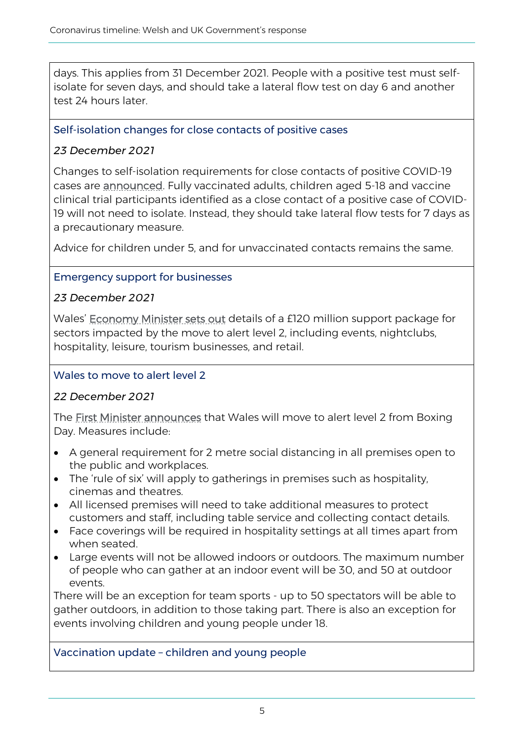days. This applies from 31 December 2021. People with a positive test must self-isolate for seven days, and should take a lateral flow test on day 6 and another test 24 hours later.

### Self-isolation changes for close contacts of positive cases

*23 December 2021*

Changes to self-isolation requirements for close contacts of positive COVID-19 cases are announced. Fully vaccinated adults, children aged 5-18 and vaccine clinical trial participants identified as a close contact of a positive case of COVID-19 will not need to isolate. Instead, they should take lateral flow tests for 7 days as a precautionary measure.

Advice for children under 5, and for unvaccinated contacts remains the same.

### Emergency support for businesses

*23 December 2021*

Wales' Economy Minister sets out details of a £120 million support package for sectors impacted by the move to alert level 2, including events, nightclubs, hospitality, leisure, tourism businesses, and retail.

### Wales to move to alert level 2

*22 December 2021*

The First Minister announces that Wales will move to alert level 2 from Boxing Day. Measures include:

- A general requirement for 2 metre social distancing in all premises open to the public and workplaces.
- The 'rule of six' will apply to gatherings in premises such as hospitality, cinemas and theatres.
- All licensed premises will need to take additional measures to protect customers and staff, including table service and collecting contact details.
- Face coverings will be required in hospitality settings at all times apart from when seated.
- Large events will not be allowed indoors or outdoors. The maximum number of people who can gather at an indoor event will be 30, and 50 at outdoor events.

There will be an exception for team sports - up to 50 spectators will be able to gather outdoors, in addition to those taking part. There is also an exception for events involving children and young people under 18.

### Vaccination update – children and young people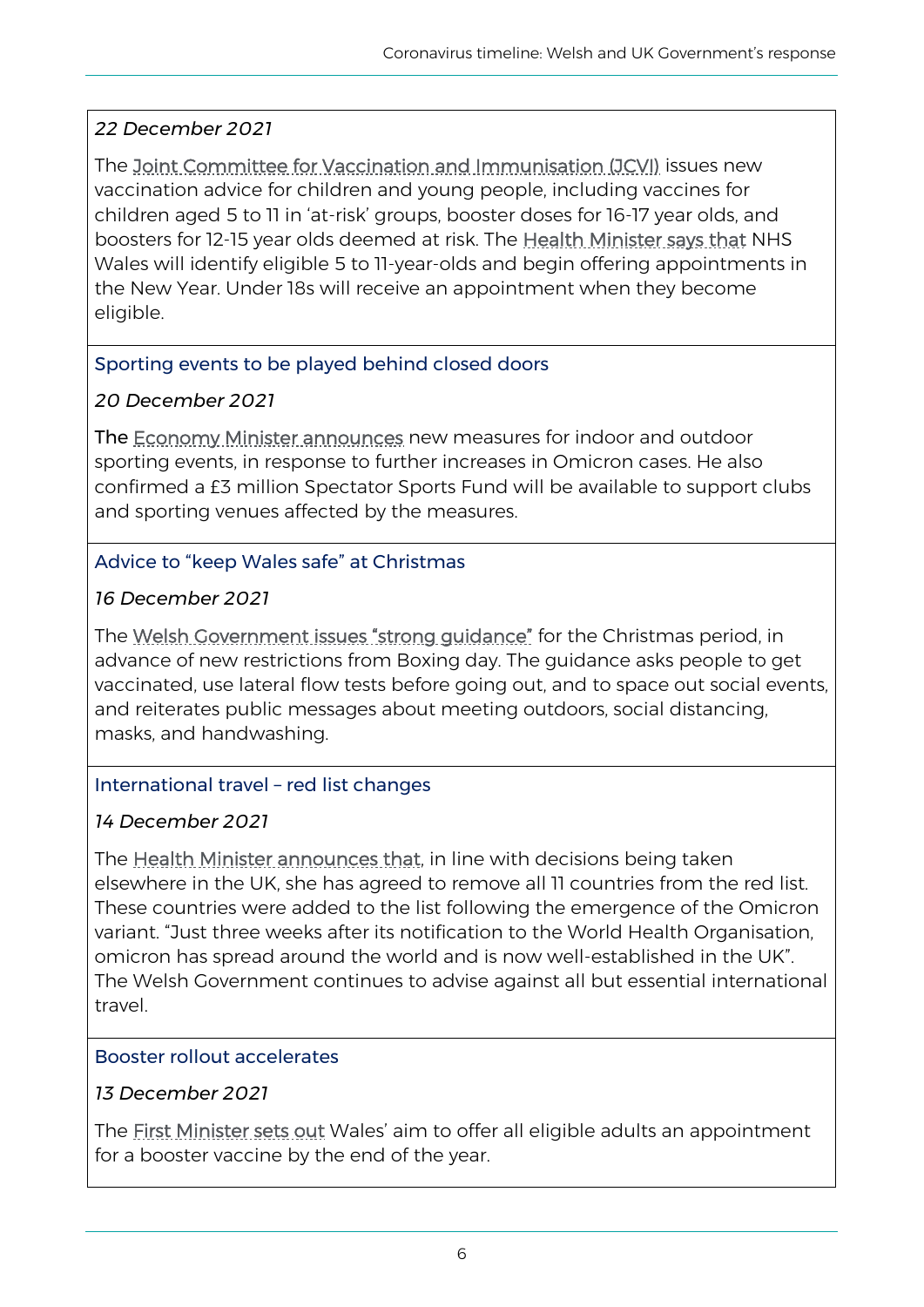*22 December 2021*

The Joint Committee for Vaccination and Immunisation (JCVI) issues new vaccination advice for children and young people, including vaccines for children aged 5 to 11 in 'at-risk' groups, booster doses for 16-17 year olds, and boosters for 12-15 year olds deemed at risk. The Health Minister says that NHS Wales will identify eligible 5 to 11-year-olds and begin offering appointments in the New Year. Under 18s will receive an appointment when they become eligible.

### Sporting events to be played behind closed doors

*20 December 2021*

The Economy Minister announces new measures for indoor and outdoor sporting events, in response to further increases in Omicron cases. He also confirmed a £3 million Spectator Sports Fund will be available to support clubs and sporting venues affected by the measures.

### Advice to "keep Wales safe" at Christmas

*16 December 2021*

The Welsh Government issues "strong guidance" for the Christmas period, in advance of new restrictions from Boxing day. The guidance asks people to get vaccinated, use lateral flow tests before going out, and to space out social events, and reiterates public messages about meeting outdoors, social distancing, masks, and handwashing.

### International travel – red list changes

*14 December 2021*

The Health Minister announces that, in line with decisions being taken elsewhere in the UK, she has agreed to remove all 11 countries from the red list. These countries were added to the list following the emergence of the Omicron variant. "Just three weeks after its notification to the World Health Organisation, omicron has spread around the world and is now well-established in the UK". The Welsh Government continues to advise against all but essential international travel.

### Booster rollout accelerates

*13 December 2021*

The First Minister sets out Wales' aim to offer all eligible adults an appointment for a booster vaccine by the end of the year.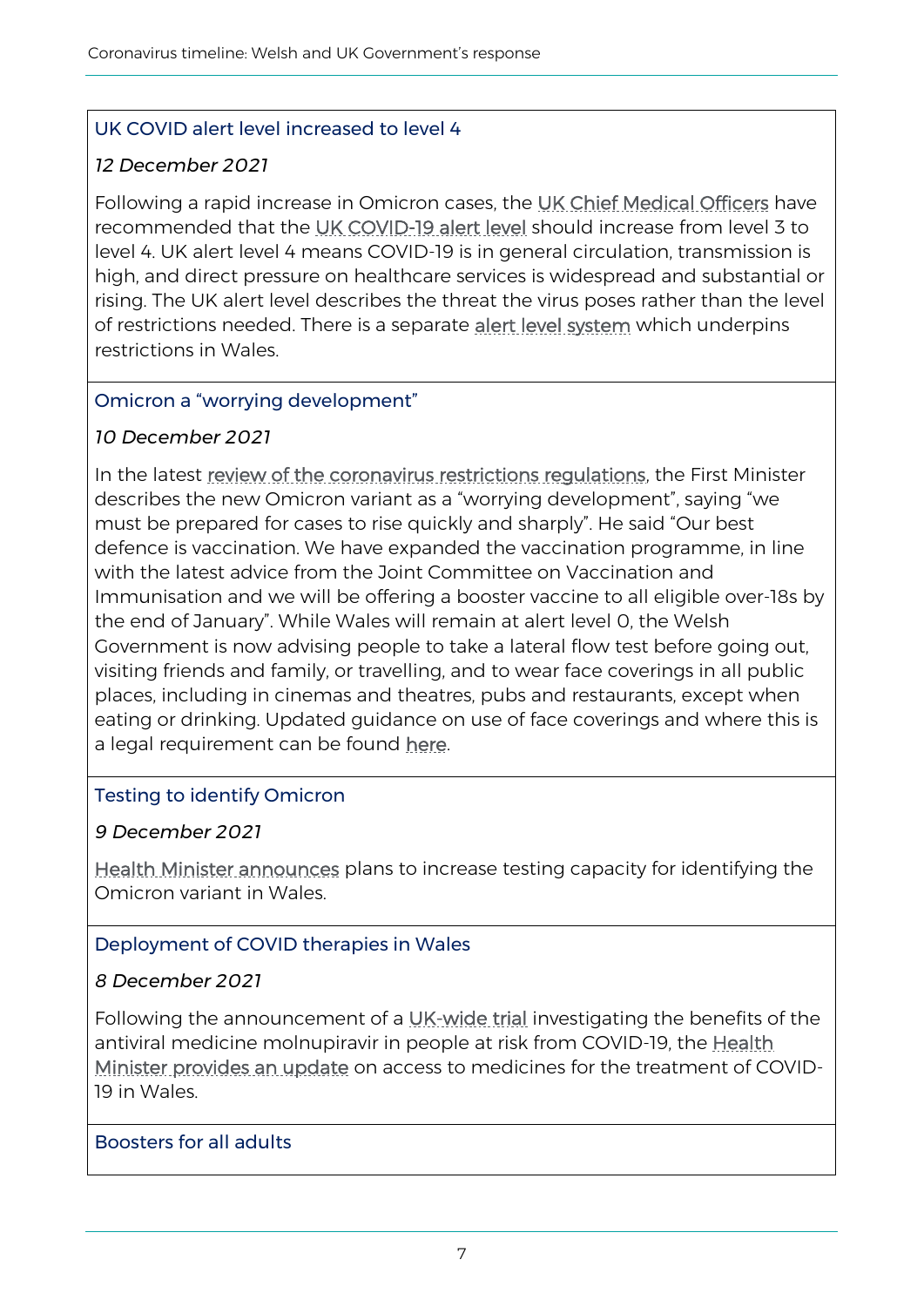### UK COVID alert level increased to level 4

*12 December 2021*

Following a rapid increase in Omicron cases, the UK Chief Medical Officers have recommended that the UK COVID-19 alert level should increase from level 3 to level 4. UK alert level 4 means COVID-19 is in general circulation, transmission is high, and direct pressure on healthcare services is widespread and substantial or rising. The UK alert level describes the threat the virus poses rather than the level of restrictions needed. There is a separate alert level system which underpins restrictions in Wales.

### Omicron a "worrying development"

*10 December 2021*

In the latest review of the coronavirus restrictions regulations, the First Minister describes the new Omicron variant as a "worrying development", saying "we must be prepared for cases to rise quickly and sharply". He said "Our best defence is vaccination. We have expanded the vaccination programme, in line with the latest advice from the Joint Committee on Vaccination and Immunisation and we will be offering a booster vaccine to all eligible over-18s by the end of January". While Wales will remain at alert level 0, the Welsh Government is now advising people to take a lateral flow test before going out, visiting friends and family, or travelling, and to wear face coverings in all public places, including in cinemas and theatres, pubs and restaurants, except when eating or drinking. Updated guidance on use of face coverings and where this is a legal requirement can be found here.

### Testing to identify Omicron

*9 December 2021*

Health Minister announces plans to increase testing capacity for identifying the Omicron variant in Wales.

### Deployment of COVID therapies in Wales

*8 December 2021*

Following the announcement of a UK-wide trial investigating the benefits of the antiviral medicine molnupiravir in people at risk from COVID-19, the Health Minister provides an update on access to medicines for the treatment of COVID-19 in Wales.

### Boosters for all adults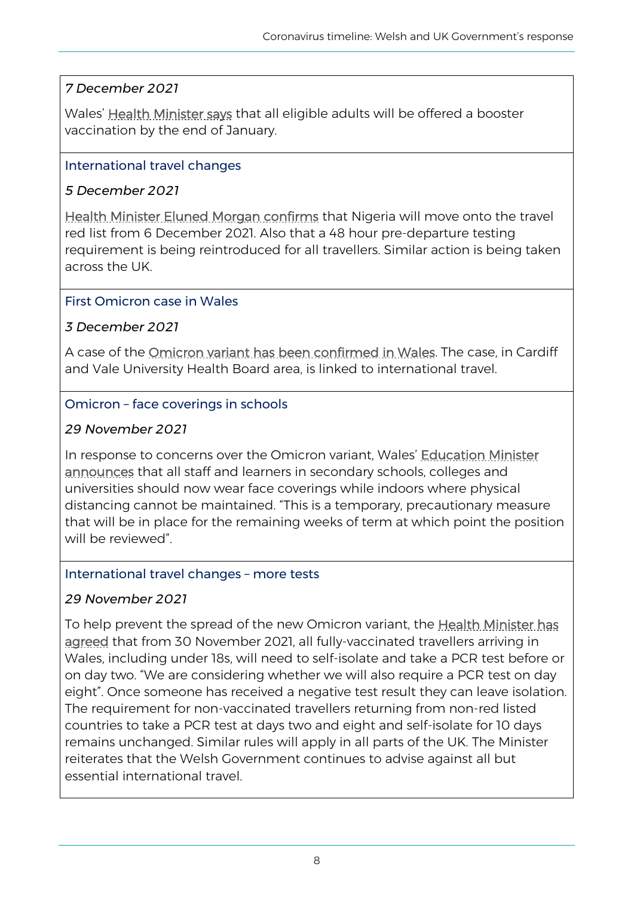*7 December 2021*

Wales' Health Minister says that all eligible adults will be offered a booster vaccination by the end of January.

### International travel changes

*5 December 2021*

Health Minister Eluned Morgan confirms that Nigeria will move onto the travel red list from 6 December 2021. Also that a 48 hour pre-departure testing requirement is being reintroduced for all travellers. Similar action is being taken across the UK.

### First Omicron case in Wales

*3 December 2021*

A case of the Omicron variant has been confirmed in Wales. The case, in Cardiff and Vale University Health Board area, is linked to international travel.

### Omicron – face coverings in schools

*29 November 2021*

In response to concerns over the Omicron variant, Wales' Education Minister announces that all staff and learners in secondary schools, colleges and universities should now wear face coverings while indoors where physical distancing cannot be maintained. "This is a temporary, precautionary measure that will be in place for the remaining weeks of term at which point the position will be reviewed".

### International travel changes – more tests

*29 November 2021*

To help prevent the spread of the new Omicron variant, the Health Minister has agreed that from 30 November 2021, all fully-vaccinated travellers arriving in Wales, including under 18s, will need to self-isolate and take a PCR test before or on day two. "We are considering whether we will also require a PCR test on day eight". Once someone has received a negative test result they can leave isolation. The requirement for non-vaccinated travellers returning from non-red listed countries to take a PCR test at days two and eight and self-isolate for 10 days remains unchanged. Similar rules will apply in all parts of the UK. The Minister reiterates that the Welsh Government continues to advise against all but essential international travel.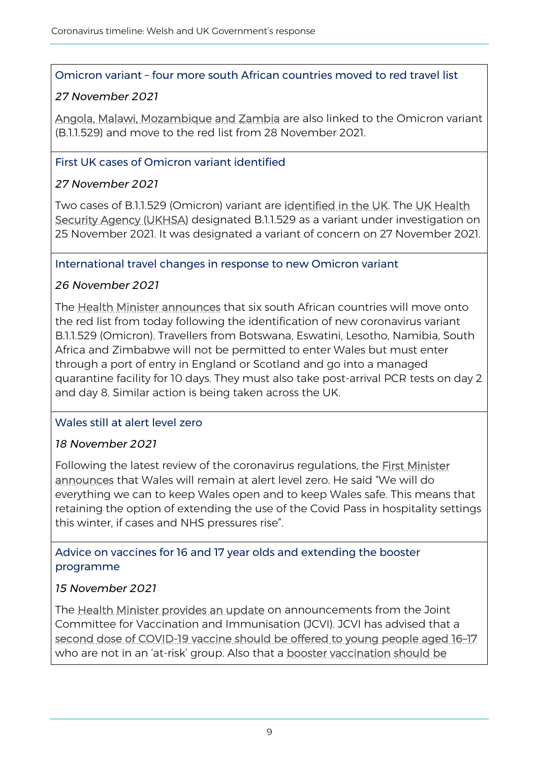### Omicron variant – four more south African countries moved to red travel list

*27 November 2021*

Angola, Malawi, Mozambique and Zambia are also linked to the Omicron variant (B.1.1.529) and move to the red list from 28 November 2021.

### First UK cases of Omicron variant identified

*27 November 2021*

Two cases of B.1.1.529 (Omicron) variant are identified in the UK. The UK Health Security Agency (UKHSA) designated B.1.1.529 as a variant under investigation on 25 November 2021. It was designated a variant of concern on 27 November 2021.

### International travel changes in response to new Omicron variant

*26 November 2021*

The Health Minister announces that six south African countries will move onto the red list from today following the identification of new coronavirus variant B.1.1.529 (Omicron). Travellers from Botswana, Eswatini, Lesotho, Namibia, South Africa and Zimbabwe will not be permitted to enter Wales but must enter through a port of entry in England or Scotland and go into a managed quarantine facility for 10 days. They must also take post-arrival PCR tests on day 2 and day 8. Similar action is being taken across the UK.

### Wales still at alert level zero

*18 November 2021*

Following the latest review of the coronavirus regulations, the First Minister announces that Wales will remain at alert level zero. He said "We will do everything we can to keep Wales open and to keep Wales safe. This means that retaining the option of extending the use of the Covid Pass in hospitality settings this winter, if cases and NHS pressures rise".

### Advice on vaccines for 16 and 17 year olds and extending the booster programme

*15 November 2021*

The Health Minister provides an update on announcements from the Joint Committee for Vaccination and Immunisation (JCVI). JCVI has advised that a second dose of COVID-19 vaccine should be offered to young people aged 16–17 who are not in an 'at-risk' group. Also that a booster vaccination should be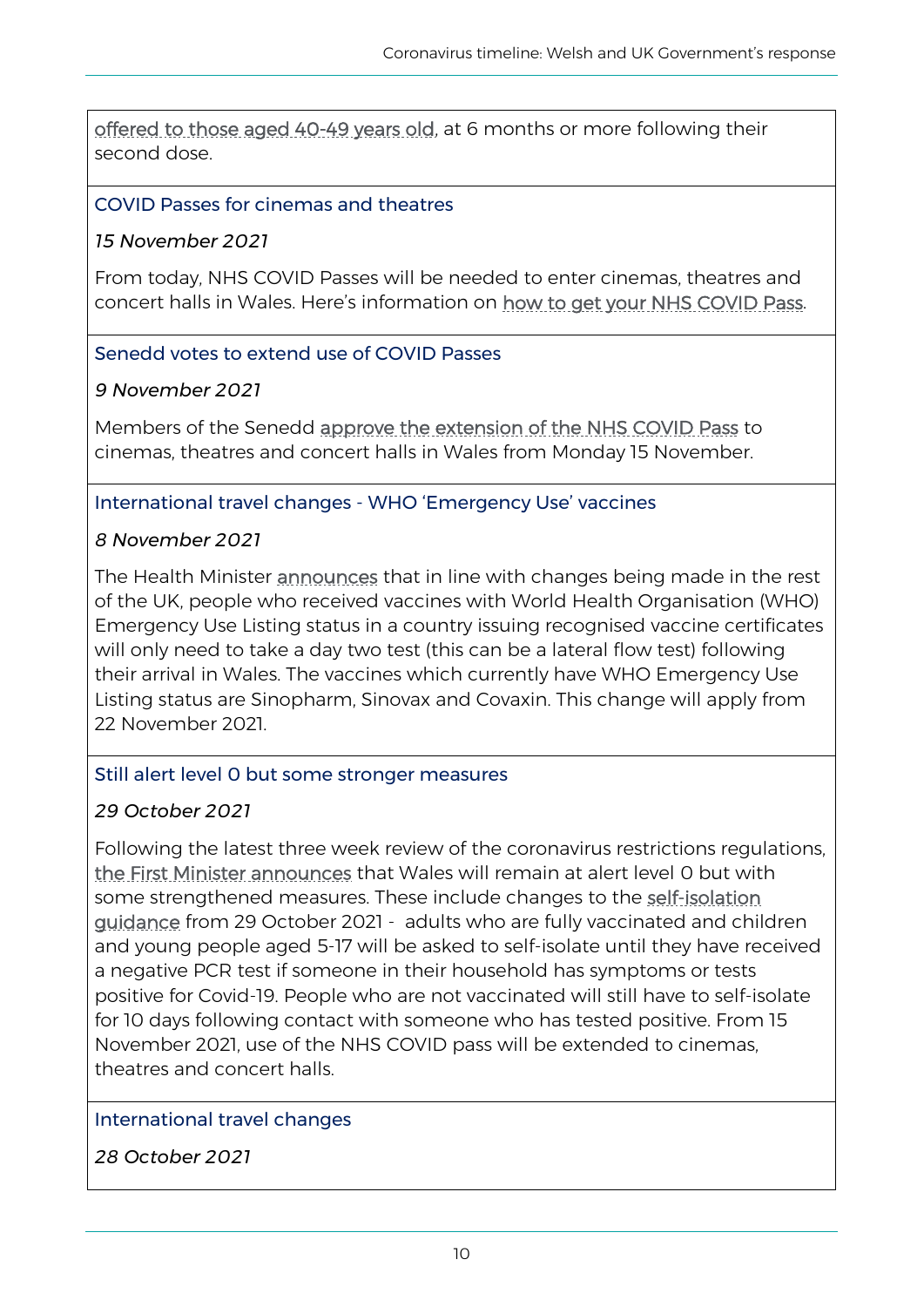offered to those aged 40-49 years old, at 6 months or more following their second dose.

### COVID Passes for cinemas and theatres

*15 November 2021*

From today, NHS COVID Passes will be needed to enter cinemas, theatres and concert halls in Wales. Here's information on how to get your NHS COVID Pass.

### Senedd votes to extend use of COVID Passes

*9 November 2021*

Members of the Senedd approve the extension of the NHS COVID Pass to cinemas, theatres and concert halls in Wales from Monday 15 November.

### International travel changes - WHO 'Emergency Use' vaccines

*8 November 2021*

The Health Minister announces that in line with changes being made in the rest of the UK, people who received vaccines with World Health Organisation (WHO) Emergency Use Listing status in a country issuing recognised vaccine certificates will only need to take a day two test (this can be a lateral flow test) following their arrival in Wales. The vaccines which currently have WHO Emergency Use Listing status are Sinopharm, Sinovax and Covaxin. This change will apply from 22 November 2021.

### Still alert level 0 but some stronger measures

*29 October 2021*

Following the latest three week review of the coronavirus restrictions regulations, the First Minister announces that Wales will remain at alert level 0 but with some strengthened measures. These include changes to the self-isolation guidance from 29 October 2021 - adults who are fully vaccinated and children and young people aged 5-17 will be asked to self-isolate until they have received a negative PCR test if someone in their household has symptoms or tests positive for Covid-19. People who are not vaccinated will still have to self-isolate for 10 days following contact with someone who has tested positive. From 15 November 2021, use of the NHS COVID pass will be extended to cinemas, theatres and concert halls.

### International travel changes

*28 October 2021*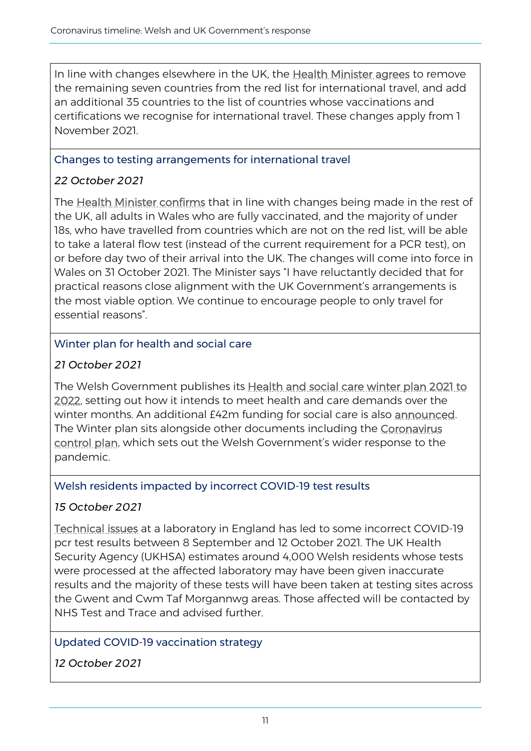In line with changes elsewhere in the UK, the Health Minister agrees to remove the remaining seven countries from the red list for international travel, and add an additional 35 countries to the list of countries whose vaccinations and certifications we recognise for international travel. These changes apply from 1 November 2021.

### Changes to testing arrangements for international travel

*22 October 2021*

The Health Minister confirms that in line with changes being made in the rest of the UK, all adults in Wales who are fully vaccinated, and the majority of under 18s, who have travelled from countries which are not on the red list, will be able to take a lateral flow test (instead of the current requirement for a PCR test), on or before day two of their arrival into the UK. The changes will come into force in Wales on 31 October 2021. The Minister says "I have reluctantly decided that for practical reasons close alignment with the UK Government's arrangements is the most viable option. We continue to encourage people to only travel for essential reasons".

### Winter plan for health and social care

*21 October 2021*

The Welsh Government publishes its Health and social care winter plan 2021 to 2022, setting out how it intends to meet health and care demands over the winter months. An additional £42m funding for social care is also announced. The Winter plan sits alongside other documents including the Coronavirus control plan, which sets out the Welsh Government's wider response to the pandemic.

### Welsh residents impacted by incorrect COVID-19 test results

*15 October 2021*

Technical issues at a laboratory in England has led to some incorrect COVID-19 pcr test results between 8 September and 12 October 2021. The UK Health Security Agency (UKHSA) estimates around 4,000 Welsh residents whose tests were processed at the affected laboratory may have been given inaccurate results and the majority of these tests will have been taken at testing sites across the Gwent and Cwm Taf Morgannwg areas. Those affected will be contacted by NHS Test and Trace and advised further.

### Updated COVID-19 vaccination strategy

*12 October 2021*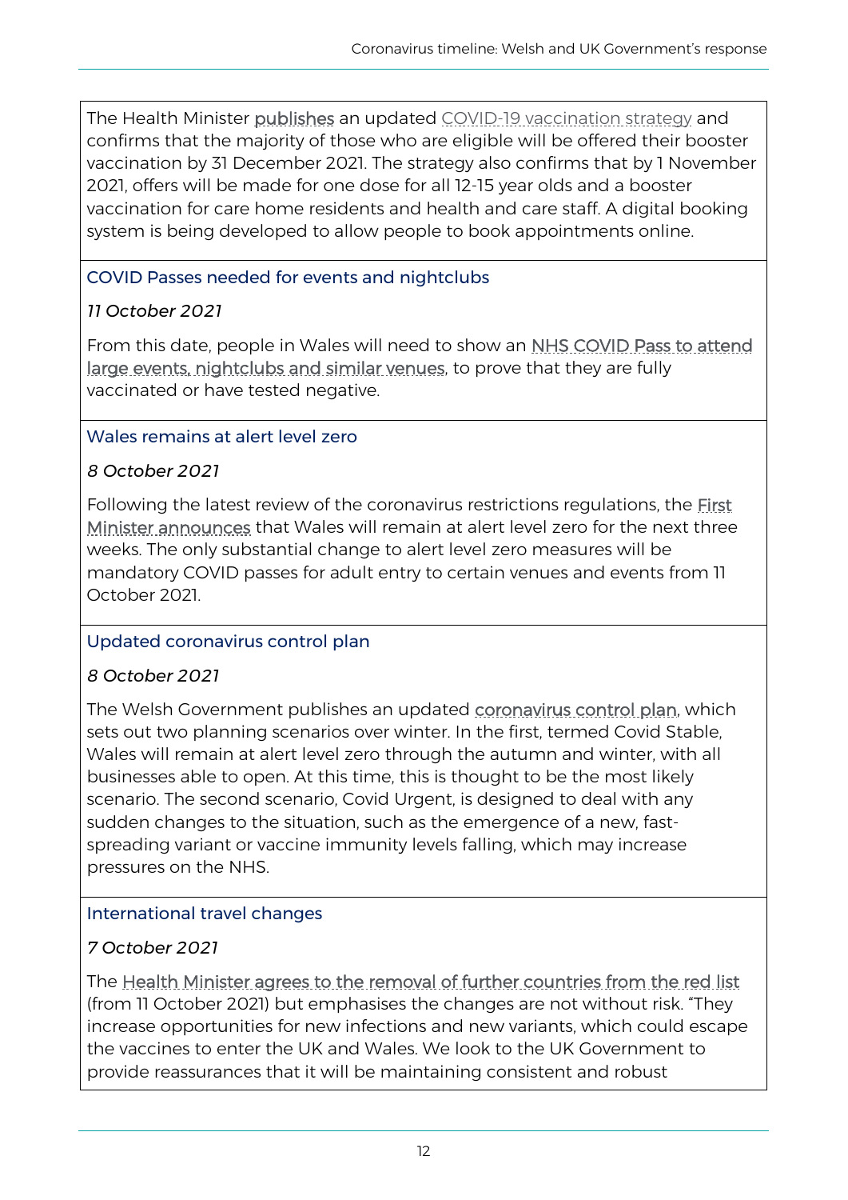The Health Minister publishes an updated COVID-19 vaccination strategy and confirms that the majority of those who are eligible will be offered their booster vaccination by 31 December 2021. The strategy also confirms that by 1 November 2021, offers will be made for one dose for all 12-15 year olds and a booster vaccination for care home residents and health and care staff. A digital booking system is being developed to allow people to book appointments online.

### COVID Passes needed for events and nightclubs

*11 October 2021*

From this date, people in Wales will need to show an NHS COVID Pass to attend large events, nightclubs and similar venues, to prove that they are fully vaccinated or have tested negative.

### Wales remains at alert level zero

*8 October 2021*

Following the latest review of the coronavirus restrictions regulations, the First Minister announces that Wales will remain at alert level zero for the next three weeks. The only substantial change to alert level zero measures will be mandatory COVID passes for adult entry to certain venues and events from 11 October 2021.

### Updated coronavirus control plan

*8 October 2021*

The Welsh Government publishes an updated coronavirus control plan, which sets out two planning scenarios over winter. In the first, termed Covid Stable, Wales will remain at alert level zero through the autumn and winter, with all businesses able to open. At this time, this is thought to be the most likely scenario. The second scenario, Covid Urgent, is designed to deal with any sudden changes to the situation, such as the emergence of a new, fast-spreading variant or vaccine immunity levels falling, which may increase pressures on the NHS.

### International travel changes

*7 October 2021*

The Health Minister agrees to the removal of further countries from the red list (from 11 October 2021) but emphasises the changes are not without risk. "They increase opportunities for new infections and new variants, which could escape the vaccines to enter the UK and Wales. We look to the UK Government to provide reassurances that it will be maintaining consistent and robust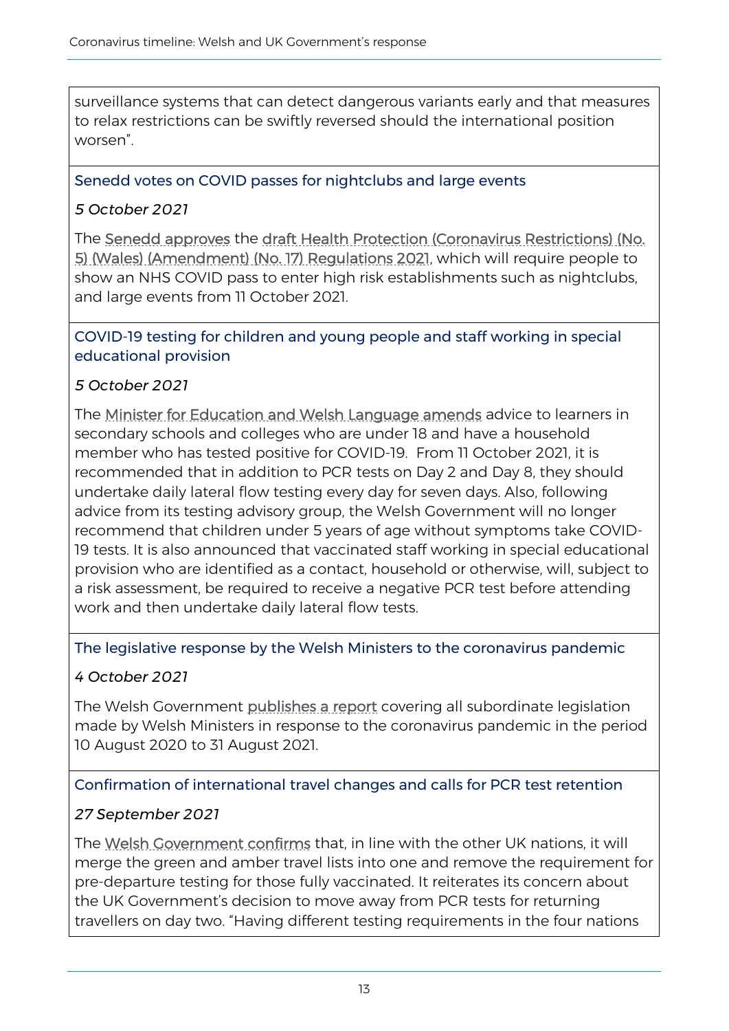surveillance systems that can detect dangerous variants early and that measures to relax restrictions can be swiftly reversed should the international position worsen".

### Senedd votes on COVID passes for nightclubs and large events

*5 October 2021*

The Senedd approves the draft Health Protection (Coronavirus Restrictions) (No. 5) (Wales) (Amendment) (No. 17) Regulations 2021, which will require people to show an NHS COVID pass to enter high risk establishments such as nightclubs, and large events from 11 October 2021.

### COVID-19 testing for children and young people and staff working in special educational provision

*5 October 2021*

The Minister for Education and Welsh Language amends advice to learners in secondary schools and colleges who are under 18 and have a household member who has tested positive for COVID-19. From 11 October 2021, it is recommended that in addition to PCR tests on Day 2 and Day 8, they should undertake daily lateral flow testing every day for seven days. Also, following advice from its testing advisory group, the Welsh Government will no longer recommend that children under 5 years of age without symptoms take COVID-19 tests. It is also announced that vaccinated staff working in special educational provision who are identified as a contact, household or otherwise, will, subject to a risk assessment, be required to receive a negative PCR test before attending work and then undertake daily lateral flow tests.

### The legislative response by the Welsh Ministers to the coronavirus pandemic

*4 October 2021*

The Welsh Government publishes a report covering all subordinate legislation made by Welsh Ministers in response to the coronavirus pandemic in the period 10 August 2020 to 31 August 2021.

### Confirmation of international travel changes and calls for PCR test retention

*27 September 2021*

The Welsh Government confirms that, in line with the other UK nations, it will merge the green and amber travel lists into one and remove the requirement for pre-departure testing for those fully vaccinated. It reiterates its concern about the UK Government's decision to move away from PCR tests for returning travellers on day two. "Having different testing requirements in the four nations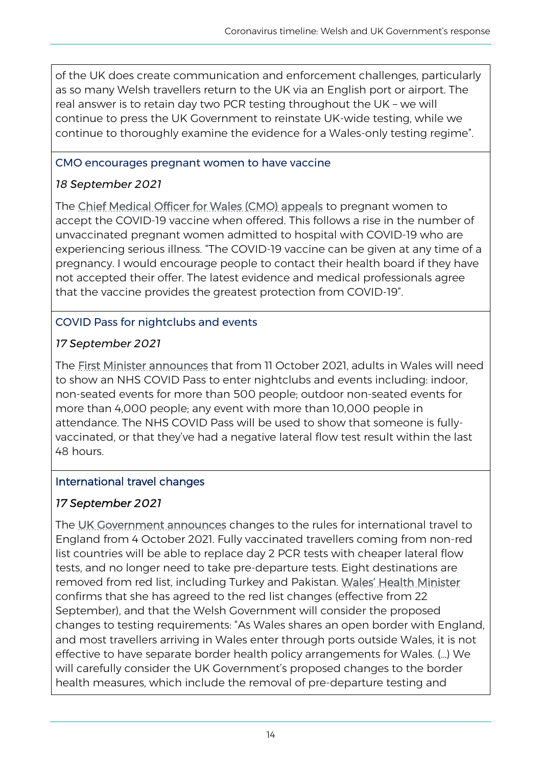of the UK does create communication and enforcement challenges, particularly as so many Welsh travellers return to the UK via an English port or airport. The real answer is to retain day two PCR testing throughout the UK – we will continue to press the UK Government to reinstate UK-wide testing, while we continue to thoroughly examine the evidence for a Wales-only testing regime".

### CMO encourages pregnant women to have vaccine

*18 September 2021*

The Chief Medical Officer for Wales (CMO) appeals to pregnant women to accept the COVID-19 vaccine when offered. This follows a rise in the number of unvaccinated pregnant women admitted to hospital with COVID-19 who are experiencing serious illness. "The COVID-19 vaccine can be given at any time of a pregnancy. I would encourage people to contact their health board if they have not accepted their offer. The latest evidence and medical professionals agree that the vaccine provides the greatest protection from COVID-19".

### COVID Pass for nightclubs and events

*17 September 2021*

The First Minister announces that from 11 October 2021, adults in Wales will need to show an NHS COVID Pass to enter nightclubs and events including: indoor, non-seated events for more than 500 people; outdoor non-seated events for more than 4,000 people; any event with more than 10,000 people in attendance. The NHS COVID Pass will be used to show that someone is fully-vaccinated, or that they've had a negative lateral flow test result within the last 48 hours.

### International travel changes

*17 September 2021*

The UK Government announces changes to the rules for international travel to England from 4 October 2021. Fully vaccinated travellers coming from non-red list countries will be able to replace day 2 PCR tests with cheaper lateral flow tests, and no longer need to take pre-departure tests. Eight destinations are removed from red list, including Turkey and Pakistan. Wales' Health Minister confirms that she has agreed to the red list changes (effective from 22 September), and that the Welsh Government will consider the proposed changes to testing requirements: "As Wales shares an open border with England, and most travellers arriving in Wales enter through ports outside Wales, it is not effective to have separate border health policy arrangements for Wales. (…) We will carefully consider the UK Government's proposed changes to the border health measures, which include the removal of pre-departure testing and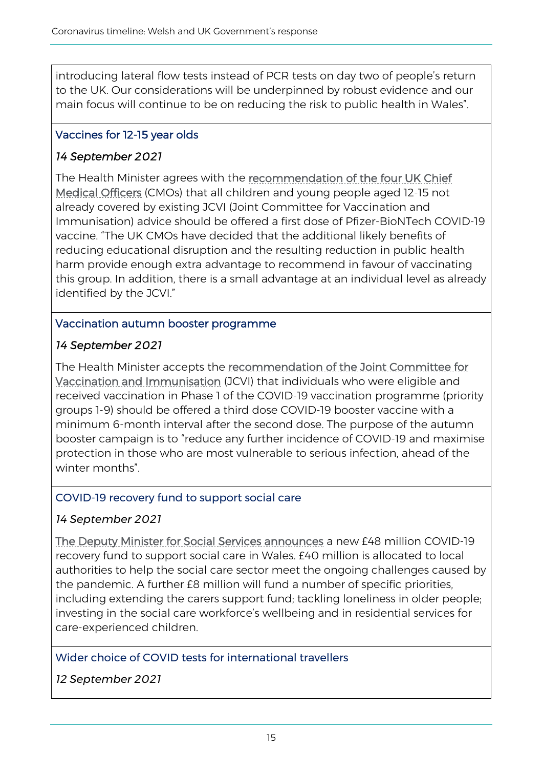introducing lateral flow tests instead of PCR tests on day two of people's return to the UK. Our considerations will be underpinned by robust evidence and our main focus will continue to be on reducing the risk to public health in Wales".

### Vaccines for 12-15 year olds

*14 September 2021*

The Health Minister agrees with the recommendation of the four UK Chief Medical Officers (CMOs) that all children and young people aged 12-15 not already covered by existing JCVI (Joint Committee for Vaccination and Immunisation) advice should be offered a first dose of Pfizer-BioNTech COVID-19 vaccine. "The UK CMOs have decided that the additional likely benefits of reducing educational disruption and the resulting reduction in public health harm provide enough extra advantage to recommend in favour of vaccinating this group. In addition, there is a small advantage at an individual level as already identified by the JCVI."

### Vaccination autumn booster programme

*14 September 2021*

The Health Minister accepts the recommendation of the Joint Committee for Vaccination and Immunisation (JCVI) that individuals who were eligible and received vaccination in Phase 1 of the COVID-19 vaccination programme (priority groups 1-9) should be offered a third dose COVID-19 booster vaccine with a minimum 6-month interval after the second dose. The purpose of the autumn booster campaign is to "reduce any further incidence of COVID-19 and maximise protection in those who are most vulnerable to serious infection, ahead of the winter months".

### COVID-19 recovery fund to support social care

*14 September 2021*

The Deputy Minister for Social Services announces a new £48 million COVID-19 recovery fund to support social care in Wales. £40 million is allocated to local authorities to help the social care sector meet the ongoing challenges caused by the pandemic. A further £8 million will fund a number of specific priorities, including extending the carers support fund; tackling loneliness in older people; investing in the social care workforce's wellbeing and in residential services for care-experienced children.

### Wider choice of COVID tests for international travellers

*12 September 2021*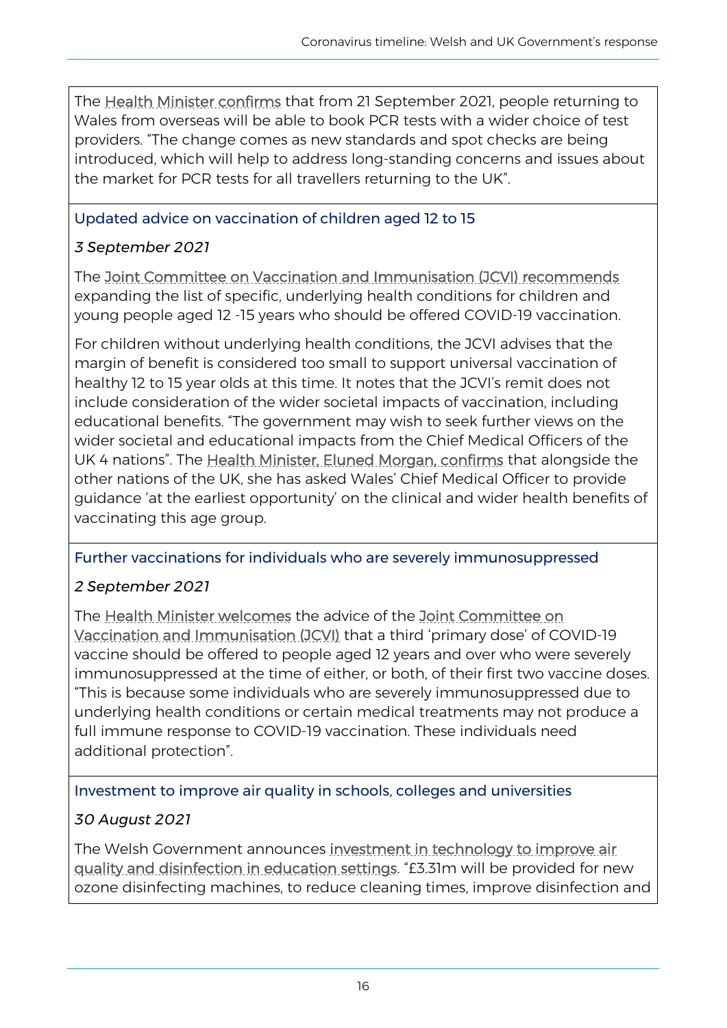The Health Minister confirms that from 21 September 2021, people returning to Wales from overseas will be able to book PCR tests with a wider choice of test providers. "The change comes as new standards and spot checks are being introduced, which will help to address long-standing concerns and issues about the market for PCR tests for all travellers returning to the UK".

### Updated advice on vaccination of children aged 12 to 15

*3 September 2021*

The Joint Committee on Vaccination and Immunisation (JCVI) recommends expanding the list of specific, underlying health conditions for children and young people aged 12 -15 years who should be offered COVID-19 vaccination.

For children without underlying health conditions, the JCVI advises that the margin of benefit is considered too small to support universal vaccination of healthy 12 to 15 year olds at this time. It notes that the JCVI's remit does not include consideration of the wider societal impacts of vaccination, including educational benefits. "The government may wish to seek further views on the wider societal and educational impacts from the Chief Medical Officers of the UK 4 nations". The Health Minister, Eluned Morgan, confirms that alongside the other nations of the UK, she has asked Wales' Chief Medical Officer to provide guidance 'at the earliest opportunity' on the clinical and wider health benefits of vaccinating this age group.

### Further vaccinations for individuals who are severely immunosuppressed

*2 September 2021*

The Health Minister welcomes the advice of the Joint Committee on Vaccination and Immunisation (JCVI) that a third 'primary dose' of COVID-19 vaccine should be offered to people aged 12 years and over who were severely immunosuppressed at the time of either, or both, of their first two vaccine doses. "This is because some individuals who are severely immunosuppressed due to underlying health conditions or certain medical treatments may not produce a full immune response to COVID-19 vaccination. These individuals need additional protection".

### Investment to improve air quality in schools, colleges and universities

*30 August 2021*

The Welsh Government announces investment in technology to improve air quality and disinfection in education settings. "£3.31m will be provided for new ozone disinfecting machines, to reduce cleaning times, improve disinfection and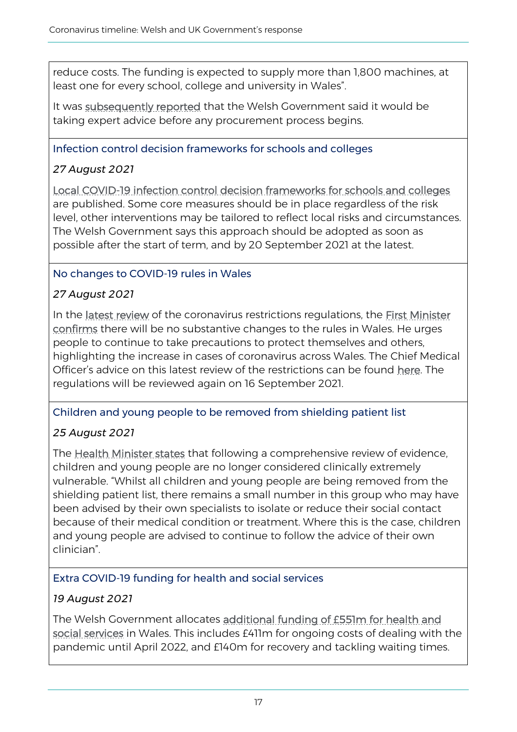reduce costs. The funding is expected to supply more than 1,800 machines, at least one for every school, college and university in Wales".

It was subsequently reported that the Welsh Government said it would be taking expert advice before any procurement process begins.

### Infection control decision frameworks for schools and colleges

*27 August 2021*

Local COVID-19 infection control decision frameworks for schools and colleges are published. Some core measures should be in place regardless of the risk level, other interventions may be tailored to reflect local risks and circumstances. The Welsh Government says this approach should be adopted as soon as possible after the start of term, and by 20 September 2021 at the latest.

### No changes to COVID-19 rules in Wales

*27 August 2021*

In the latest review of the coronavirus restrictions regulations, the First Minister confirms there will be no substantive changes to the rules in Wales. He urges people to continue to take precautions to protect themselves and others, highlighting the increase in cases of coronavirus across Wales. The Chief Medical Officer's advice on this latest review of the restrictions can be found here. The regulations will be reviewed again on 16 September 2021.

### Children and young people to be removed from shielding patient list

*25 August 2021*

The Health Minister states that following a comprehensive review of evidence, children and young people are no longer considered clinically extremely vulnerable. "Whilst all children and young people are being removed from the shielding patient list, there remains a small number in this group who may have been advised by their own specialists to isolate or reduce their social contact because of their medical condition or treatment. Where this is the case, children and young people are advised to continue to follow the advice of their own clinician".

### Extra COVID-19 funding for health and social services

*19 August 2021*

The Welsh Government allocates additional funding of £551m for health and social services in Wales. This includes £411m for ongoing costs of dealing with the pandemic until April 2022, and £140m for recovery and tackling waiting times.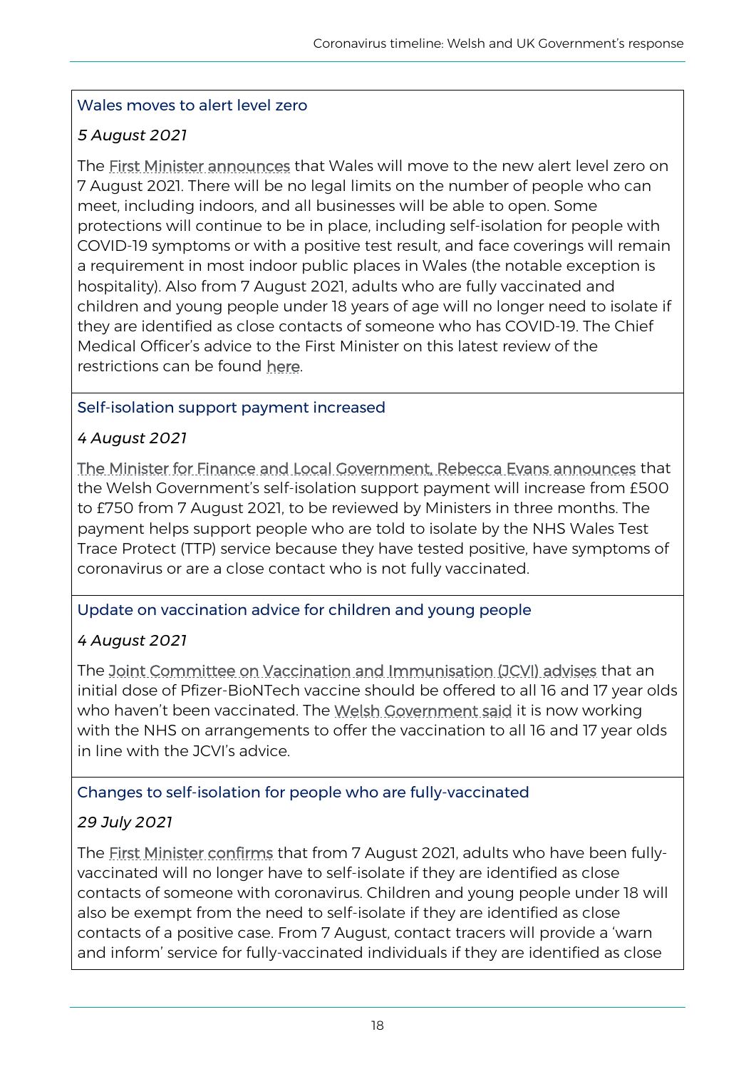### Wales moves to alert level zero

*5 August 2021*

The First Minister announces that Wales will move to the new alert level zero on 7 August 2021. There will be no legal limits on the number of people who can meet, including indoors, and all businesses will be able to open. Some protections will continue to be in place, including self-isolation for people with COVID-19 symptoms or with a positive test result, and face coverings will remain a requirement in most indoor public places in Wales (the notable exception is hospitality). Also from 7 August 2021, adults who are fully vaccinated and children and young people under 18 years of age will no longer need to isolate if they are identified as close contacts of someone who has COVID-19. The Chief Medical Officer's advice to the First Minister on this latest review of the restrictions can be found here.

### Self-isolation support payment increased

*4 August 2021*

The Minister for Finance and Local Government, Rebecca Evans announces that the Welsh Government's self-isolation support payment will increase from £500 to £750 from 7 August 2021, to be reviewed by Ministers in three months. The payment helps support people who are told to isolate by the NHS Wales Test Trace Protect (TTP) service because they have tested positive, have symptoms of coronavirus or are a close contact who is not fully vaccinated.

### Update on vaccination advice for children and young people

*4 August 2021*

The Joint Committee on Vaccination and Immunisation (JCVI) advises that an initial dose of Pfizer-BioNTech vaccine should be offered to all 16 and 17 year olds who haven't been vaccinated. The Welsh Government said it is now working with the NHS on arrangements to offer the vaccination to all 16 and 17 year olds in line with the JCVI's advice.

### Changes to self-isolation for people who are fully-vaccinated

*29 July 2021*

The First Minister confirms that from 7 August 2021, adults who have been fully-vaccinated will no longer have to self-isolate if they are identified as close contacts of someone with coronavirus. Children and young people under 18 will also be exempt from the need to self-isolate if they are identified as close contacts of a positive case. From 7 August, contact tracers will provide a 'warn and inform' service for fully-vaccinated individuals if they are identified as close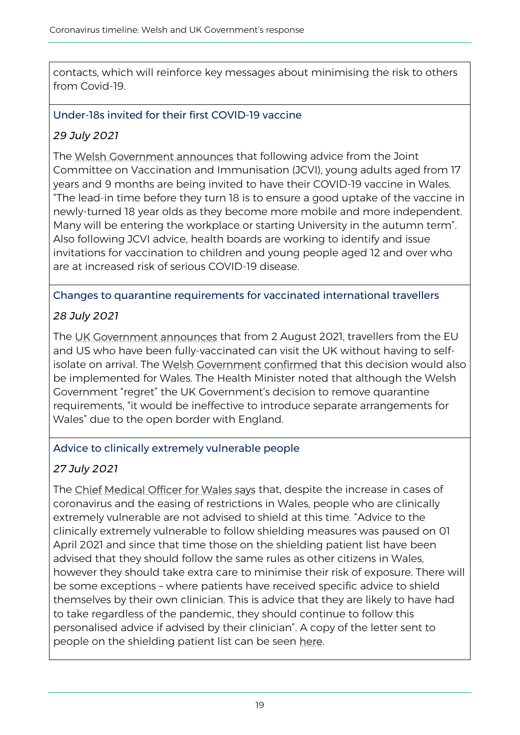contacts, which will reinforce key messages about minimising the risk to others from Covid-19.

### Under-18s invited for their first COVID-19 vaccine

*29 July 2021*

The Welsh Government announces that following advice from the Joint Committee on Vaccination and Immunisation (JCVI), young adults aged from 17 years and 9 months are being invited to have their COVID-19 vaccine in Wales. "The lead-in time before they turn 18 is to ensure a good uptake of the vaccine in newly-turned 18 year olds as they become more mobile and more independent. Many will be entering the workplace or starting University in the autumn term". Also following JCVI advice, health boards are working to identify and issue invitations for vaccination to children and young people aged 12 and over who are at increased risk of serious COVID-19 disease.

### Changes to quarantine requirements for vaccinated international travellers

*28 July 2021*

The UK Government announces that from 2 August 2021, travellers from the EU and US who have been fully-vaccinated can visit the UK without having to self-isolate on arrival. The Welsh Government confirmed that this decision would also be implemented for Wales. The Health Minister noted that although the Welsh Government "regret" the UK Government's decision to remove quarantine requirements, "it would be ineffective to introduce separate arrangements for Wales" due to the open border with England.

### Advice to clinically extremely vulnerable people

*27 July 2021*

The Chief Medical Officer for Wales says that, despite the increase in cases of coronavirus and the easing of restrictions in Wales, people who are clinically extremely vulnerable are not advised to shield at this time. "Advice to the clinically extremely vulnerable to follow shielding measures was paused on 01 April 2021 and since that time those on the shielding patient list have been advised that they should follow the same rules as other citizens in Wales, however they should take extra care to minimise their risk of exposure. There will be some exceptions – where patients have received specific advice to shield themselves by their own clinician. This is advice that they are likely to have had to take regardless of the pandemic, they should continue to follow this personalised advice if advised by their clinician". A copy of the letter sent to people on the shielding patient list can be seen here.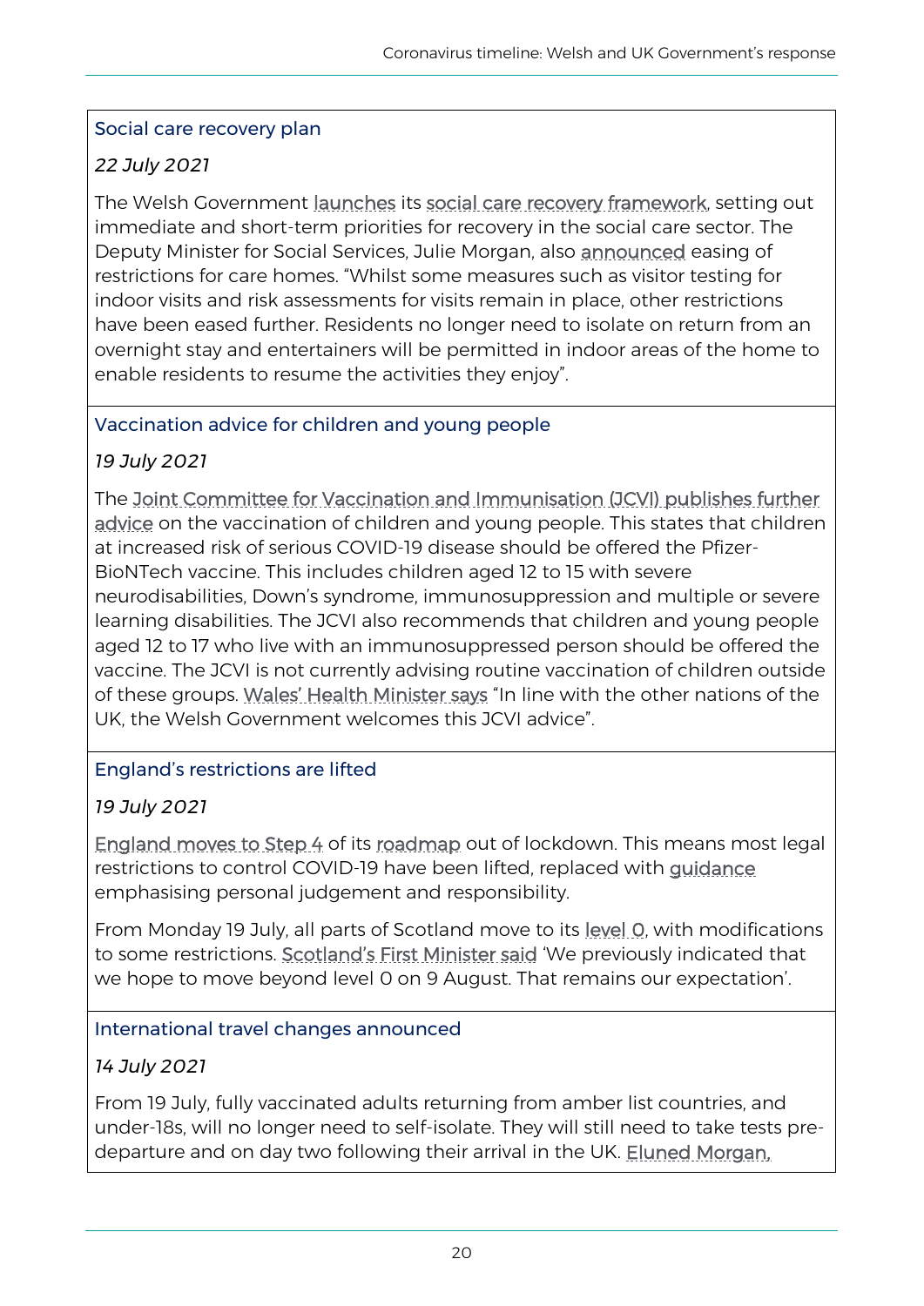### Social care recovery plan

*22 July 2021*

The Welsh Government launches its social care recovery framework, setting out immediate and short-term priorities for recovery in the social care sector. The Deputy Minister for Social Services, Julie Morgan, also announced easing of restrictions for care homes. "Whilst some measures such as visitor testing for indoor visits and risk assessments for visits remain in place, other restrictions have been eased further. Residents no longer need to isolate on return from an overnight stay and entertainers will be permitted in indoor areas of the home to enable residents to resume the activities they enjoy".

### Vaccination advice for children and young people

*19 July 2021*

The Joint Committee for Vaccination and Immunisation (JCVI) publishes further advice on the vaccination of children and young people. This states that children at increased risk of serious COVID-19 disease should be offered the Pfizer-BioNTech vaccine. This includes children aged 12 to 15 with severe neurodisabilities, Down's syndrome, immunosuppression and multiple or severe learning disabilities. The JCVI also recommends that children and young people aged 12 to 17 who live with an immunosuppressed person should be offered the vaccine. The JCVI is not currently advising routine vaccination of children outside of these groups. Wales' Health Minister says "In line with the other nations of the UK, the Welsh Government welcomes this JCVI advice".

### England's restrictions are lifted

*19 July 2021*

England moves to Step 4 of its roadmap out of lockdown. This means most legal restrictions to control COVID-19 have been lifted, replaced with guidance emphasising personal judgement and responsibility.

From Monday 19 July, all parts of Scotland move to its level 0, with modifications to some restrictions. Scotland's First Minister said 'We previously indicated that we hope to move beyond level 0 on 9 August. That remains our expectation'.

### International travel changes announced

*14 July 2021*

From 19 July, fully vaccinated adults returning from amber list countries, and under-18s, will no longer need to self-isolate. They will still need to take tests pre-departure and on day two following their arrival in the UK. Eluned Morgan,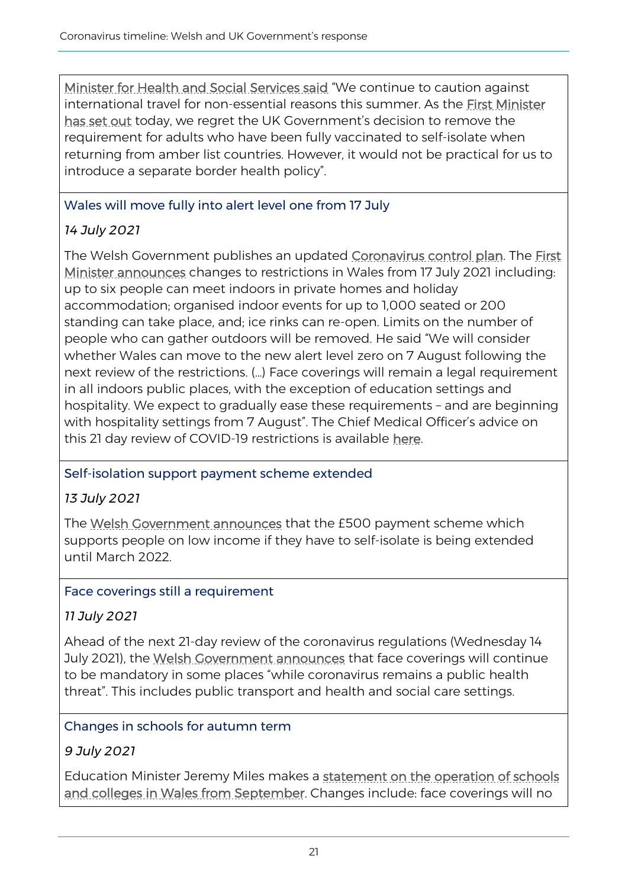Minister for Health and Social Services said "We continue to caution against international travel for non-essential reasons this summer. As the First Minister has set out today, we regret the UK Government's decision to remove the requirement for adults who have been fully vaccinated to self-isolate when returning from amber list countries. However, it would not be practical for us to introduce a separate border health policy".

### Wales will move fully into alert level one from 17 July

*14 July 2021*

The Welsh Government publishes an updated Coronavirus control plan. The First Minister announces changes to restrictions in Wales from 17 July 2021 including: up to six people can meet indoors in private homes and holiday accommodation; organised indoor events for up to 1,000 seated or 200 standing can take place, and; ice rinks can re-open. Limits on the number of people who can gather outdoors will be removed. He said "We will consider whether Wales can move to the new alert level zero on 7 August following the next review of the restrictions. (…) Face coverings will remain a legal requirement in all indoors public places, with the exception of education settings and hospitality. We expect to gradually ease these requirements – and are beginning with hospitality settings from 7 August". The Chief Medical Officer's advice on this 21 day review of COVID-19 restrictions is available here.

### Self-isolation support payment scheme extended

*13 July 2021*

The Welsh Government announces that the £500 payment scheme which supports people on low income if they have to self-isolate is being extended until March 2022.

### Face coverings still a requirement

*11 July 2021*

Ahead of the next 21-day review of the coronavirus regulations (Wednesday 14 July 2021), the Welsh Government announces that face coverings will continue to be mandatory in some places "while coronavirus remains a public health threat". This includes public transport and health and social care settings.

### Changes in schools for autumn term

*9 July 2021*

Education Minister Jeremy Miles makes a statement on the operation of schools and colleges in Wales from September. Changes include: face coverings will no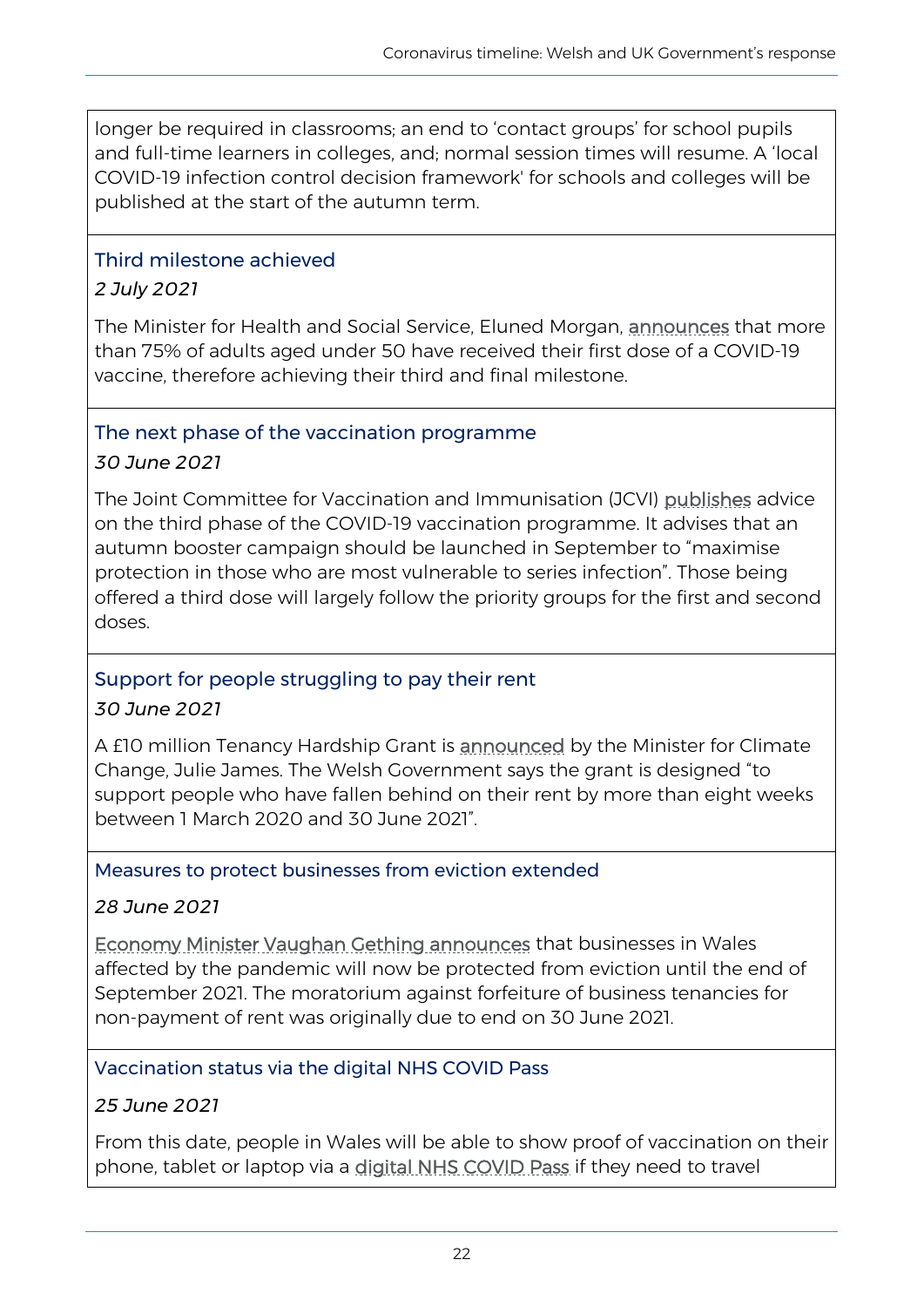longer be required in classrooms; an end to 'contact groups' for school pupils and full-time learners in colleges, and; normal session times will resume. A 'local COVID-19 infection control decision framework' for schools and colleges will be published at the start of the autumn term.

### Third milestone achieved

*2 July 2021*

The Minister for Health and Social Service, Eluned Morgan, announces that more than 75% of adults aged under 50 have received their first dose of a COVID-19 vaccine, therefore achieving their third and final milestone.

### The next phase of the vaccination programme

*30 June 2021*

The Joint Committee for Vaccination and Immunisation (JCVI) publishes advice on the third phase of the COVID-19 vaccination programme. It advises that an autumn booster campaign should be launched in September to "maximise protection in those who are most vulnerable to series infection". Those being offered a third dose will largely follow the priority groups for the first and second doses.

### Support for people struggling to pay their rent

*30 June 2021*

A £10 million Tenancy Hardship Grant is announced by the Minister for Climate Change, Julie James. The Welsh Government says the grant is designed "to support people who have fallen behind on their rent by more than eight weeks between 1 March 2020 and 30 June 2021".

### Measures to protect businesses from eviction extended

*28 June 2021*

Economy Minister Vaughan Gething announces that businesses in Wales affected by the pandemic will now be protected from eviction until the end of September 2021. The moratorium against forfeiture of business tenancies for non-payment of rent was originally due to end on 30 June 2021.

### Vaccination status via the digital NHS COVID Pass

*25 June 2021*

From this date, people in Wales will be able to show proof of vaccination on their phone, tablet or laptop via a digital NHS COVID Pass if they need to travel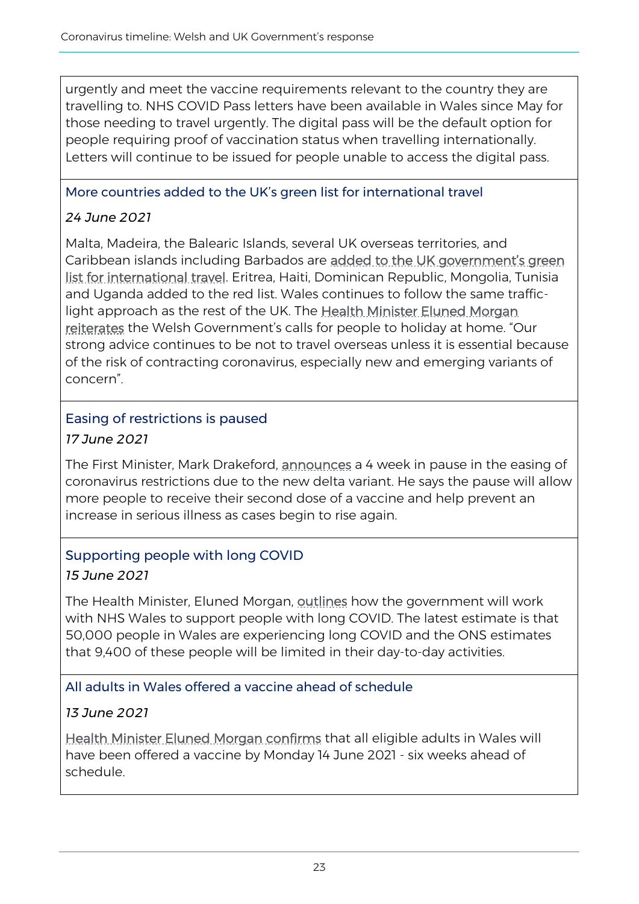urgently and meet the vaccine requirements relevant to the country they are travelling to. NHS COVID Pass letters have been available in Wales since May for those needing to travel urgently. The digital pass will be the default option for people requiring proof of vaccination status when travelling internationally. Letters will continue to be issued for people unable to access the digital pass.

### More countries added to the UK's green list for international travel

*24 June 2021*

Malta, Madeira, the Balearic Islands, several UK overseas territories, and Caribbean islands including Barbados are added to the UK government's green list for international travel. Eritrea, Haiti, Dominican Republic, Mongolia, Tunisia and Uganda added to the red list. Wales continues to follow the same traffic-light approach as the rest of the UK. The Health Minister Eluned Morgan reiterates the Welsh Government's calls for people to holiday at home. "Our strong advice continues to be not to travel overseas unless it is essential because of the risk of contracting coronavirus, especially new and emerging variants of concern".

### Easing of restrictions is paused

*17 June 2021*

The First Minister, Mark Drakeford, announces a 4 week in pause in the easing of coronavirus restrictions due to the new delta variant. He says the pause will allow more people to receive their second dose of a vaccine and help prevent an increase in serious illness as cases begin to rise again.

### Supporting people with long COVID

*15 June 2021*

The Health Minister, Eluned Morgan, outlines how the government will work with NHS Wales to support people with long COVID. The latest estimate is that 50,000 people in Wales are experiencing long COVID and the ONS estimates that 9,400 of these people will be limited in their day-to-day activities.

### All adults in Wales offered a vaccine ahead of schedule

*13 June 2021*

Health Minister Eluned Morgan confirms that all eligible adults in Wales will have been offered a vaccine by Monday 14 June 2021 - six weeks ahead of schedule.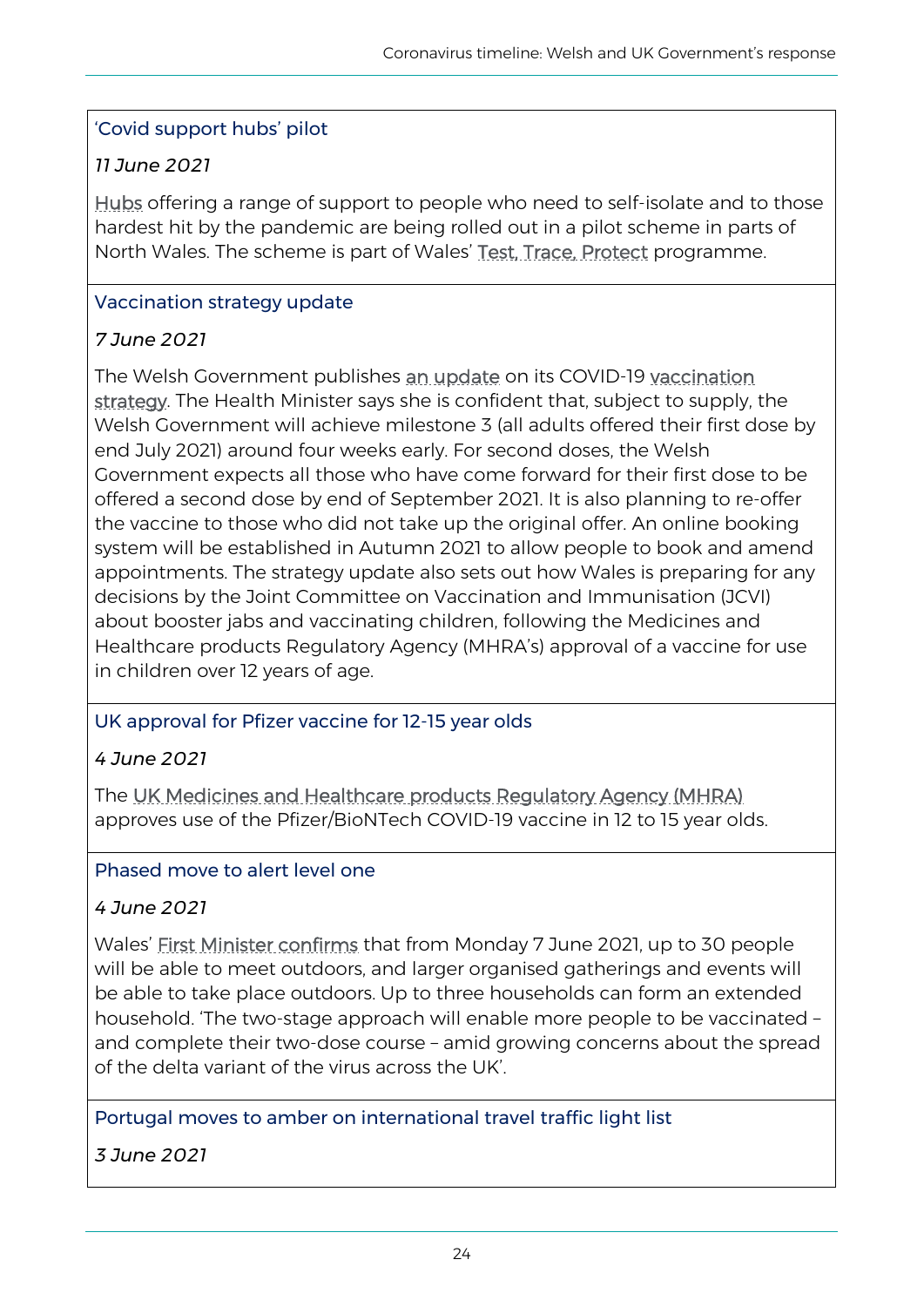### 'Covid support hubs' pilot

*11 June 2021*

Hubs offering a range of support to people who need to self-isolate and to those hardest hit by the pandemic are being rolled out in a pilot scheme in parts of North Wales. The scheme is part of Wales' Test, Trace, Protect programme.

### Vaccination strategy update

*7 June 2021*

The Welsh Government publishes an update on its COVID-19 vaccination strategy. The Health Minister says she is confident that, subject to supply, the Welsh Government will achieve milestone 3 (all adults offered their first dose by end July 2021) around four weeks early. For second doses, the Welsh Government expects all those who have come forward for their first dose to be offered a second dose by end of September 2021. It is also planning to re-offer the vaccine to those who did not take up the original offer. An online booking system will be established in Autumn 2021 to allow people to book and amend appointments. The strategy update also sets out how Wales is preparing for any decisions by the Joint Committee on Vaccination and Immunisation (JCVI) about booster jabs and vaccinating children, following the Medicines and Healthcare products Regulatory Agency (MHRA's) approval of a vaccine for use in children over 12 years of age.

### UK approval for Pfizer vaccine for 12-15 year olds

*4 June 2021*

The UK Medicines and Healthcare products Regulatory Agency (MHRA) approves use of the Pfizer/BioNTech COVID-19 vaccine in 12 to 15 year olds.

### Phased move to alert level one

*4 June 2021*

Wales' First Minister confirms that from Monday 7 June 2021, up to 30 people will be able to meet outdoors, and larger organised gatherings and events will be able to take place outdoors. Up to three households can form an extended household. 'The two-stage approach will enable more people to be vaccinated – and complete their two-dose course – amid growing concerns about the spread of the delta variant of the virus across the UK'.

### Portugal moves to amber on international travel traffic light list

*3 June 2021*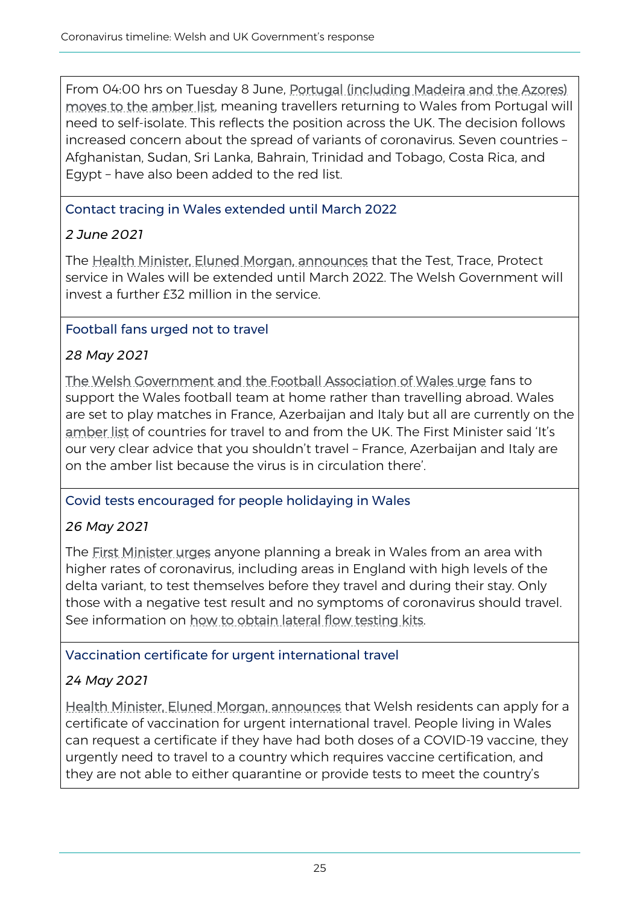From 04:00 hrs on Tuesday 8 June, Portugal (including Madeira and the Azores) moves to the amber list, meaning travellers returning to Wales from Portugal will need to self-isolate. This reflects the position across the UK. The decision follows increased concern about the spread of variants of coronavirus. Seven countries – Afghanistan, Sudan, Sri Lanka, Bahrain, Trinidad and Tobago, Costa Rica, and Egypt – have also been added to the red list.

### Contact tracing in Wales extended until March 2022

*2 June 2021*

The Health Minister, Eluned Morgan, announces that the Test, Trace, Protect service in Wales will be extended until March 2022. The Welsh Government will invest a further £32 million in the service.

### Football fans urged not to travel

*28 May 2021*

The Welsh Government and the Football Association of Wales urge fans to support the Wales football team at home rather than travelling abroad. Wales are set to play matches in France, Azerbaijan and Italy but all are currently on the amber list of countries for travel to and from the UK. The First Minister said 'It's our very clear advice that you shouldn't travel – France, Azerbaijan and Italy are on the amber list because the virus is in circulation there'.

### Covid tests encouraged for people holidaying in Wales

*26 May 2021*

The First Minister urges anyone planning a break in Wales from an area with higher rates of coronavirus, including areas in England with high levels of the delta variant, to test themselves before they travel and during their stay. Only those with a negative test result and no symptoms of coronavirus should travel. See information on how to obtain lateral flow testing kits.

### Vaccination certificate for urgent international travel

*24 May 2021*

Health Minister, Eluned Morgan, announces that Welsh residents can apply for a certificate of vaccination for urgent international travel. People living in Wales can request a certificate if they have had both doses of a COVID-19 vaccine, they urgently need to travel to a country which requires vaccine certification, and they are not able to either quarantine or provide tests to meet the country's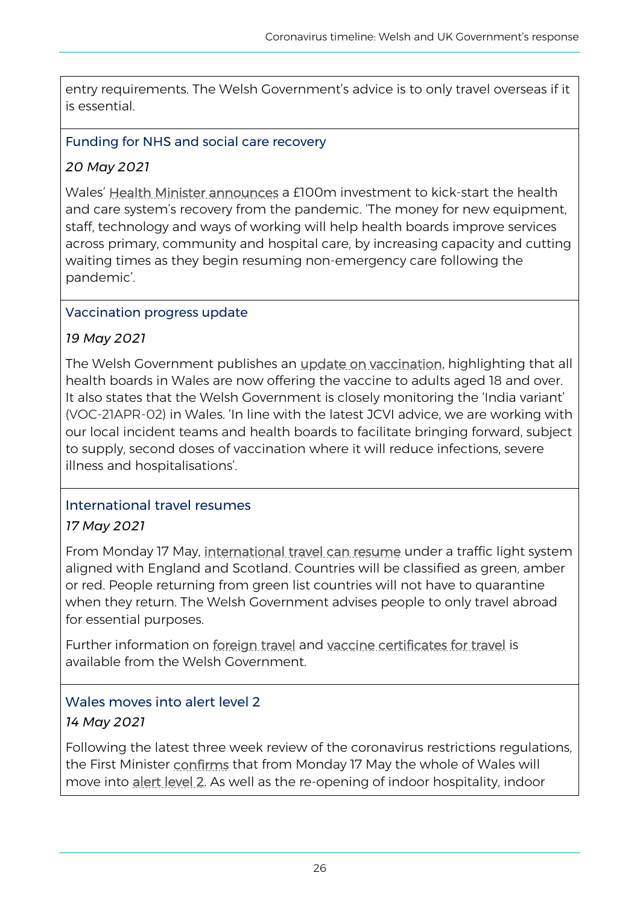entry requirements. The Welsh Government's advice is to only travel overseas if it is essential.

### Funding for NHS and social care recovery

*20 May 2021*

Wales' Health Minister announces a £100m investment to kick-start the health and care system's recovery from the pandemic. 'The money for new equipment, staff, technology and ways of working will help health boards improve services across primary, community and hospital care, by increasing capacity and cutting waiting times as they begin resuming non-emergency care following the pandemic'.

### Vaccination progress update

*19 May 2021*

The Welsh Government publishes an update on vaccination, highlighting that all health boards in Wales are now offering the vaccine to adults aged 18 and over. It also states that the Welsh Government is closely monitoring the 'India variant' (VOC-21APR-02) in Wales. 'In line with the latest JCVI advice, we are working with our local incident teams and health boards to facilitate bringing forward, subject to supply, second doses of vaccination where it will reduce infections, severe illness and hospitalisations'.

### International travel resumes

*17 May 2021*

From Monday 17 May, international travel can resume under a traffic light system aligned with England and Scotland. Countries will be classified as green, amber or red. People returning from green list countries will not have to quarantine when they return. The Welsh Government advises people to only travel abroad for essential purposes.

Further information on foreign travel and vaccine certificates for travel is available from the Welsh Government.

### Wales moves into alert level 2

*14 May 2021*

Following the latest three week review of the coronavirus restrictions regulations, the First Minister confirms that from Monday 17 May the whole of Wales will move into alert level 2. As well as the re-opening of indoor hospitality, indoor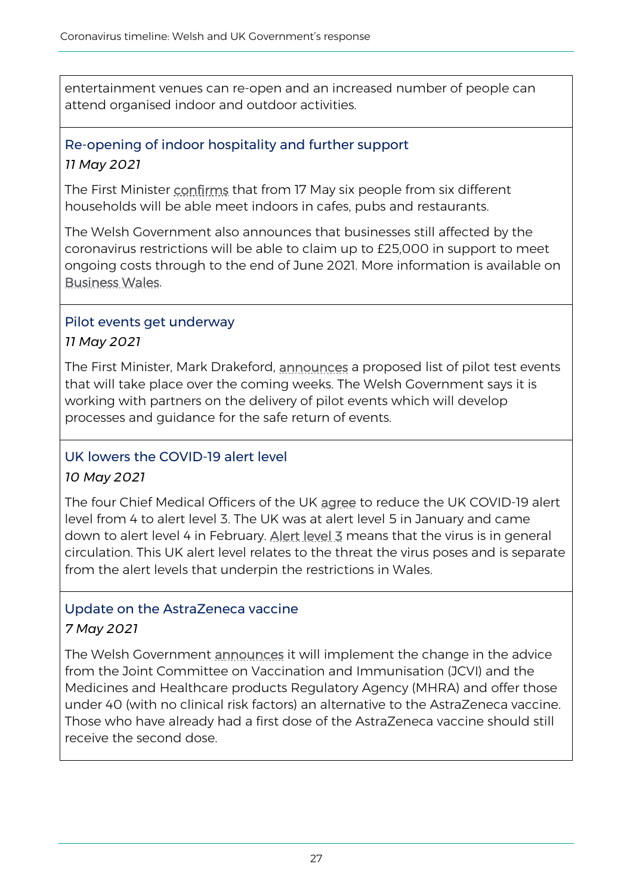entertainment venues can re-open and an increased number of people can attend organised indoor and outdoor activities.

### Re-opening of indoor hospitality and further support

*11 May 2021*

The First Minister confirms that from 17 May six people from six different households will be able meet indoors in cafes, pubs and restaurants.

The Welsh Government also announces that businesses still affected by the coronavirus restrictions will be able to claim up to £25,000 in support to meet ongoing costs through to the end of June 2021. More information is available on Business Wales.

### Pilot events get underway

*11 May 2021*

The First Minister, Mark Drakeford, announces a proposed list of pilot test events that will take place over the coming weeks. The Welsh Government says it is working with partners on the delivery of pilot events which will develop processes and guidance for the safe return of events.

### UK lowers the COVID-19 alert level

*10 May 2021*

The four Chief Medical Officers of the UK agree to reduce the UK COVID-19 alert level from 4 to alert level 3. The UK was at alert level 5 in January and came down to alert level 4 in February. Alert level 3 means that the virus is in general circulation. This UK alert level relates to the threat the virus poses and is separate from the alert levels that underpin the restrictions in Wales.

### Update on the AstraZeneca vaccine

*7 May 2021*

The Welsh Government announces it will implement the change in the advice from the Joint Committee on Vaccination and Immunisation (JCVI) and the Medicines and Healthcare products Regulatory Agency (MHRA) and offer those under 40 (with no clinical risk factors) an alternative to the AstraZeneca vaccine. Those who have already had a first dose of the AstraZeneca vaccine should still receive the second dose.